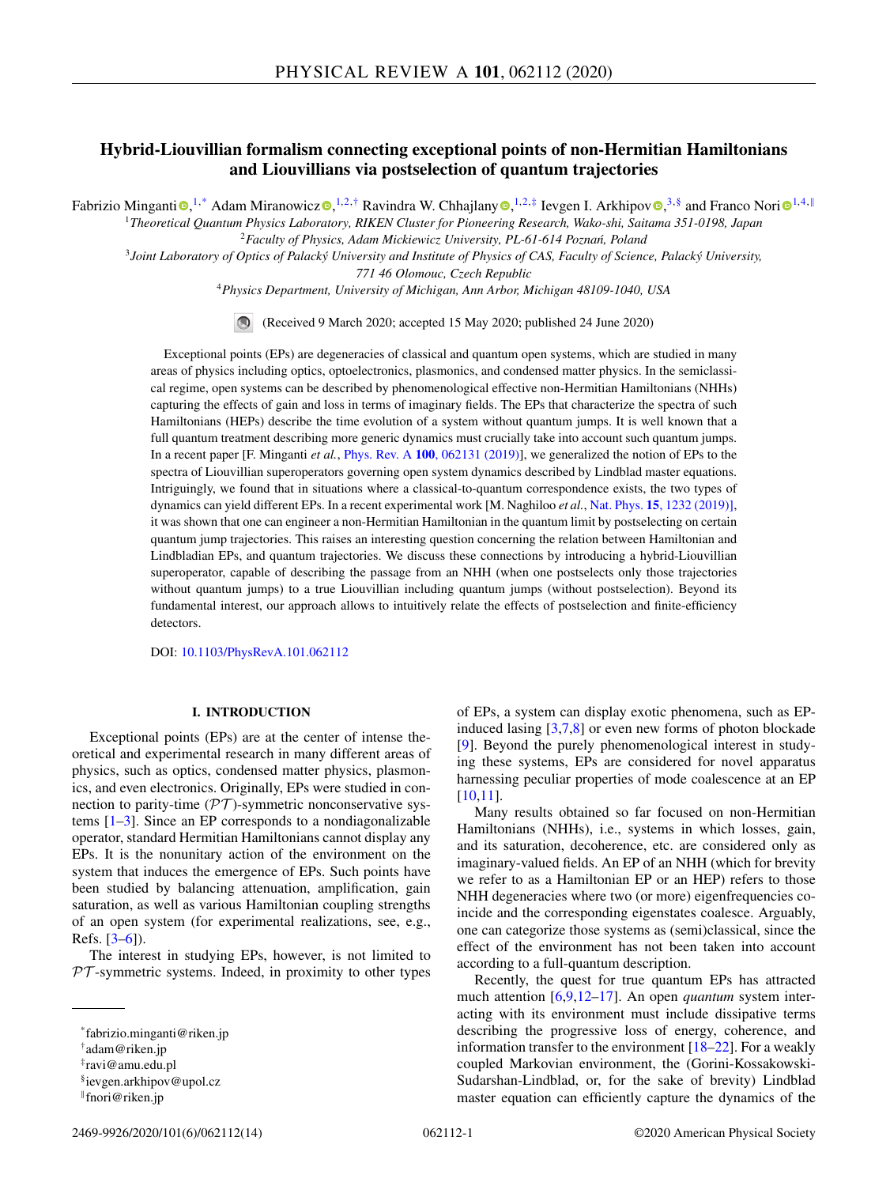# Hybrid-Liouvillian formalism connecting exceptional points of non-Hermitian Hamiltonians and Liouvillians via postselection of quantum trajectories

Fabrizio Minganti [1,*], Adam Miranowicz [1,2,†], Ravindra W. Chhajlany [1,2,‡], Ievgen I. Arkhipov [3,§] and Franco Nori [1,4,‖]

[1] Theoretical Quantum Physics Laboratory, RIKEN Cluster for Pioneering Research, Wako-shi, Saitama 351-0198, Japan

[2] Faculty of Physics, Adam Mickiewicz University, PL-61-614 Poznań, Poland

[3] Joint Laboratory of Optics of Palacký University and Institute of Physics of CAS, Faculty of Science, Palacký University, 771 46 Olomouc, Czech Republic

[4] Physics Department, University of Michigan, Ann Arbor, Michigan 48109-1040, USA

(Received 9 March 2020; accepted 15 May 2020; published 24 June 2020)

Exceptional points (EPs) are degeneracies of classical and quantum open systems, which are studied in many areas of physics including optics, optoelectronics, plasmonics, and condensed matter physics. In the semiclassical regime, open systems can be described by phenomenological effective non-Hermitian Hamiltonians (NHHs) capturing the effects of gain and loss in terms of imaginary fields. The EPs that characterize the spectra of such Hamiltonians (HEPs) describe the time evolution of a system without quantum jumps. It is well known that a full quantum treatment describing more generic dynamics must crucially take into account such quantum jumps. In a recent paper [F. Minganti *et al.*, Phys. Rev. A **100**, 062131 (2019)], we generalized the notion of EPs to the spectra of Liouvillian superoperators governing open system dynamics described by Lindblad master equations. Intriguingly, we found that in situations where a classical-to-quantum correspondence exists, the two types of dynamics can yield different EPs. In a recent experimental work [M. Naghiloo *et al.*, Nat. Phys. **15**, 1232 (2019)], it was shown that one can engineer a non-Hermitian Hamiltonian in the quantum limit by postselecting on certain quantum jump trajectories. This raises an interesting question concerning the relation between Hamiltonian and Lindbladian EPs, and quantum trajectories. We discuss these connections by introducing a hybrid-Liouvillian superoperator, capable of describing the passage from an NHH (when one postselects only those trajectories without quantum jumps) to a true Liouvillian including quantum jumps (without postselection). Beyond its fundamental interest, our approach allows to intuitively relate the effects of postselection and finite-efficiency detectors.

DOI: 10.1103/PhysRevA.101.062112

## I. INTRODUCTION

Exceptional points (EPs) are at the center of intense theoretical and experimental research in many different areas of physics, such as optics, condensed matter physics, plasmonics, and even electronics. Originally, EPs were studied in connection to parity-time ($\mathcal{PT}$)-symmetric nonconservative systems [1–3]. Since an EP corresponds to a nondiagonalizable operator, standard Hermitian Hamiltonians cannot display any EPs. It is the nonunitary action of the environment on the system that induces the emergence of EPs. Such points have been studied by balancing attenuation, amplification, gain saturation, as well as various Hamiltonian coupling strengths of an open system (for experimental realizations, see, e.g., Refs. [3–6]).

The interest in studying EPs, however, is not limited to $\mathcal{PT}$-symmetric systems. Indeed, in proximity to other types of EPs, a system can display exotic phenomena, such as EP-induced lasing [3,7,8] or even new forms of photon blockade [9]. Beyond the purely phenomenological interest in studying these systems, EPs are considered for novel apparatus harnessing peculiar properties of mode coalescence at an EP [10,11].

Many results obtained so far focused on non-Hermitian Hamiltonians (NHHs), i.e., systems in which losses, gain, and its saturation, decoherence, etc. are considered only as imaginary-valued fields. An EP of an NHH (which for brevity we refer to as a Hamiltonian EP or an HEP) refers to those NHH degeneracies where two (or more) eigenfrequencies coincide and the corresponding eigenstates coalesce. Arguably, one can categorize those systems as (semi)classical, since the effect of the environment has not been taken into account according to a full-quantum description.

Recently, the quest for true quantum EPs has attracted much attention [6,9,12–17]. An open *quantum* system interacting with its environment must include dissipative terms describing the progressive loss of energy, coherence, and information transfer to the environment [18–22]. For a weakly coupled Markovian environment, the (Gorini-Kossakowski-Sudarshan-Lindblad, or, for the sake of brevity) Lindblad master equation can efficiently capture the dynamics of the

---

*fabrizio.minganti@riken.jp
†adam@riken.jp
‡ravi@amu.edu.pl
§ievgen.arkhipov@upol.cz
‖fnori@riken.jp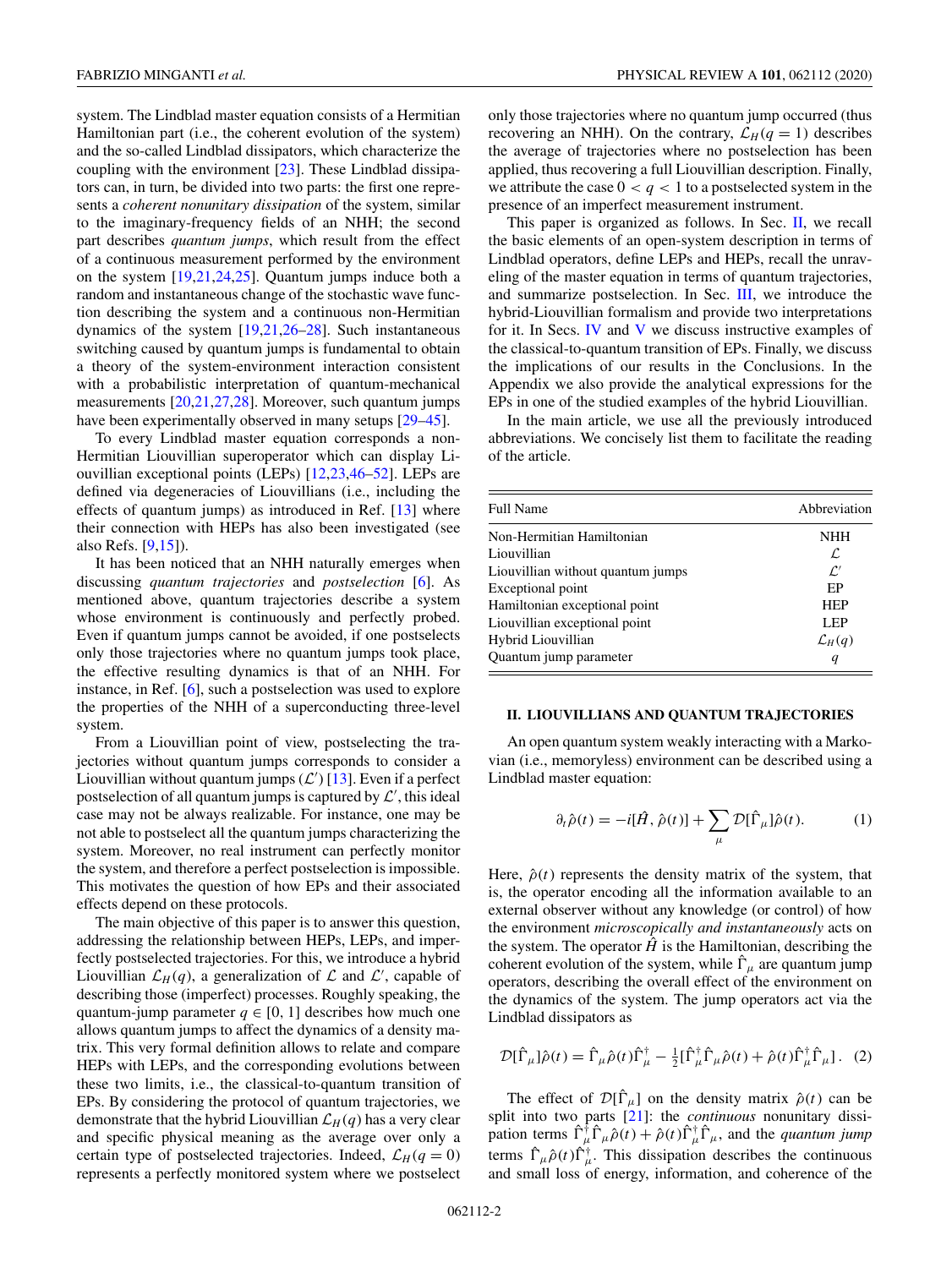system. The Lindblad master equation consists of a Hermitian Hamiltonian part (i.e., the coherent evolution of the system) and the so-called Lindblad dissipators, which characterize the coupling with the environment [23]. These Lindblad dissipators can, in turn, be divided into two parts: the first one represents a *coherent nonunitary dissipation* of the system, similar to the imaginary-frequency fields of an NHH; the second part describes *quantum jumps*, which result from the effect of a continuous measurement performed by the environment on the system [19,21,24,25]. Quantum jumps induce both a random and instantaneous change of the stochastic wave function describing the system and a continuous non-Hermitian dynamics of the system [19,21,26–28]. Such instantaneous switching caused by quantum jumps is fundamental to obtain a theory of the system-environment interaction consistent with a probabilistic interpretation of quantum-mechanical measurements [20,21,27,28]. Moreover, such quantum jumps have been experimentally observed in many setups [29–45].

To every Lindblad master equation corresponds a non-Hermitian Liouvillian superoperator which can display Liouvillian exceptional points (LEPs) [12,23,46–52]. LEPs are defined via degeneracies of Liouvillians (i.e., including the effects of quantum jumps) as introduced in Ref. [13] where their connection with HEPs has also been investigated (see also Refs. [9,15]).

It has been noticed that an NHH naturally emerges when discussing *quantum trajectories* and *postselection* [6]. As mentioned above, quantum trajectories describe a system whose environment is continuously and perfectly probed. Even if quantum jumps cannot be avoided, if one postselects only those trajectories where no quantum jumps took place, the effective resulting dynamics is that of an NHH. For instance, in Ref. [6], such a postselection was used to explore the properties of the NHH of a superconducting three-level system.

From a Liouvillian point of view, postselecting the trajectories without quantum jumps corresponds to consider a Liouvillian without quantum jumps ($\mathcal{L}'$) [13]. Even if a perfect postselection of all quantum jumps is captured by $\mathcal{L}'$, this ideal case may not be always realizable. For instance, one may be not able to postselect all the quantum jumps characterizing the system. Moreover, no real instrument can perfectly monitor the system, and therefore a perfect postselection is impossible. This motivates the question of how EPs and their associated effects depend on these protocols.

The main objective of this paper is to answer this question, addressing the relationship between HEPs, LEPs, and imperfectly postselected trajectories. For this, we introduce a hybrid Liouvillian $\mathcal{L}_H(q)$, a generalization of $\mathcal{L}$ and $\mathcal{L}'$, capable of describing those (imperfect) processes. Roughly speaking, the quantum-jump parameter $q \in [0, 1]$ describes how much one allows quantum jumps to affect the dynamics of a density matrix. This very formal definition allows to relate and compare HEPs with LEPs, and the corresponding evolutions between these two limits, i.e., the classical-to-quantum transition of EPs. By considering the protocol of quantum trajectories, we demonstrate that the hybrid Liouvillian $\mathcal{L}_H(q)$ has a very clear and specific physical meaning as the average over only a certain type of postselected trajectories. Indeed, $\mathcal{L}_H(q = 0)$ represents a perfectly monitored system where we postselect only those trajectories where no quantum jump occurred (thus recovering an NHH). On the contrary, $\mathcal{L}_H(q = 1)$ describes the average of trajectories where no postselection has been applied, thus recovering a full Liouvillian description. Finally, we attribute the case $0 < q < 1$ to a postselected system in the presence of an imperfect measurement instrument.

This paper is organized as follows. In Sec. II, we recall the basic elements of an open-system description in terms of Lindblad operators, define LEPs and HEPs, recall the unraveling of the master equation in terms of quantum trajectories, and summarize postselection. In Sec. III, we introduce the hybrid-Liouvillian formalism and provide two interpretations for it. In Secs. IV and V we discuss instructive examples of the classical-to-quantum transition of EPs. Finally, we discuss the implications of our results in the Conclusions. In the Appendix we also provide the analytical expressions for the EPs in one of the studied examples of the hybrid Liouvillian.

In the main article, we use all the previously introduced abbreviations. We concisely list them to facilitate the reading of the article.

| Full Name | Abbreviation |
|---|---|
| Non-Hermitian Hamiltonian | NHH |
| Liouvillian | $\mathcal{L}$ |
| Liouvillian without quantum jumps | $\mathcal{L}'$ |
| Exceptional point | EP |
| Hamiltonian exceptional point | HEP |
| Liouvillian exceptional point | LEP |
| Hybrid Liouvillian | $\mathcal{L}_H(q)$ |
| Quantum jump parameter | $q$ |

## II. LIOUVILLIANS AND QUANTUM TRAJECTORIES

An open quantum system weakly interacting with a Markovian (i.e., memoryless) environment can be described using a Lindblad master equation:

$$\partial_t \hat{\rho}(t) = -i[\hat{H}, \hat{\rho}(t)] + \sum_\mu \mathcal{D}[\hat{\Gamma}_\mu]\hat{\rho}(t). \tag{1}$$

Here, $\hat{\rho}(t)$ represents the density matrix of the system, that is, the operator encoding all the information available to an external observer without any knowledge (or control) of how the environment *microscopically and instantaneously* acts on the system. The operator $\hat{H}$ is the Hamiltonian, describing the coherent evolution of the system, while $\hat{\Gamma}_\mu$ are quantum jump operators, describing the overall effect of the environment on the dynamics of the system. The jump operators act via the Lindblad dissipators as

$$\mathcal{D}[\hat{\Gamma}_\mu]\hat{\rho}(t) = \hat{\Gamma}_\mu \hat{\rho}(t) \hat{\Gamma}_\mu^\dagger - \tfrac{1}{2}[\hat{\Gamma}_\mu^\dagger \hat{\Gamma}_\mu \hat{\rho}(t) + \hat{\rho}(t) \hat{\Gamma}_\mu^\dagger \hat{\Gamma}_\mu]. \tag{2}$$

The effect of $\mathcal{D}[\hat{\Gamma}_\mu]$ on the density matrix $\hat{\rho}(t)$ can be split into two parts [21]: the *continuous* nonunitary dissipation terms $\hat{\Gamma}_\mu^\dagger \hat{\Gamma}_\mu \hat{\rho}(t) + \hat{\rho}(t) \hat{\Gamma}_\mu^\dagger \hat{\Gamma}_\mu$, and the *quantum jump* terms $\hat{\Gamma}_\mu \hat{\rho}(t) \hat{\Gamma}_\mu^\dagger$. This dissipation describes the continuous and small loss of energy, information, and coherence of the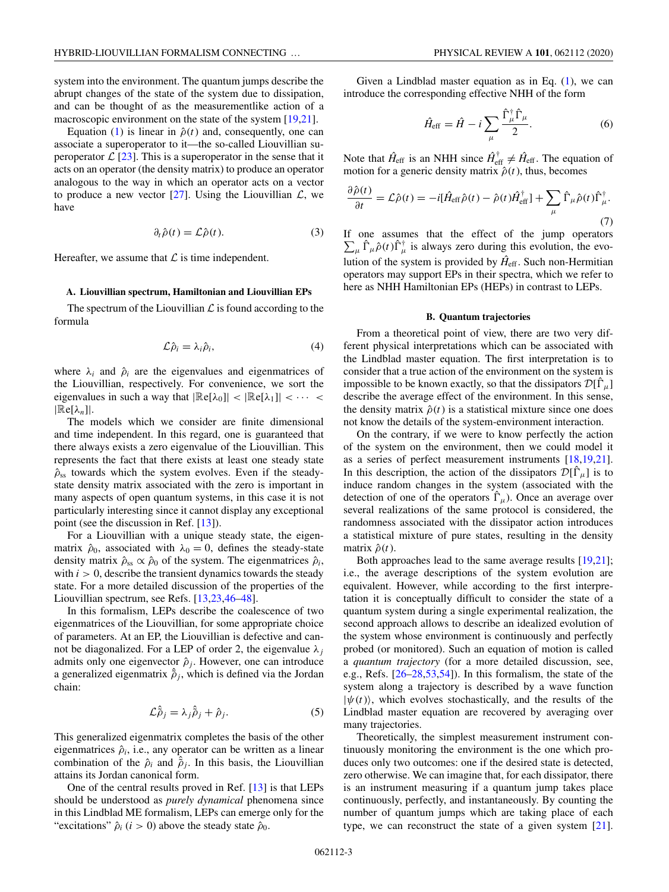system into the environment. The quantum jumps describe the abrupt changes of the state of the system due to dissipation, and can be thought of as the measurementlike action of a macroscopic environment on the state of the system [19,21].

Equation (1) is linear in $\hat{\rho}(t)$ and, consequently, one can associate a superoperator to it—the so-called Liouvillian superoperator $\mathcal{L}$ [23]. This is a superoperator in the sense that it acts on an operator (the density matrix) to produce an operator analogous to the way in which an operator acts on a vector to produce a new vector [27]. Using the Liouvillian $\mathcal{L}$, we have

$$\partial_t \hat{\rho}(t) = \mathcal{L}\hat{\rho}(t). \tag{3}$$

Hereafter, we assume that $\mathcal{L}$ is time independent.

### A. Liouvillian spectrum, Hamiltonian and Liouvillian EPs

The spectrum of the Liouvillian $\mathcal{L}$ is found according to the formula

$$\mathcal{L}\hat{\rho}_i = \lambda_i \hat{\rho}_i, \tag{4}$$

where $\lambda_i$ and $\hat{\rho}_i$ are the eigenvalues and eigenmatrices of the Liouvillian, respectively. For convenience, we sort the eigenvalues in such a way that $|\mathbb{Re}[\lambda_0]| < |\mathbb{Re}[\lambda_1]| < \cdots < |\mathbb{Re}[\lambda_n]|$.

The models which we consider are finite dimensional and time independent. In this regard, one is guaranteed that there always exists a zero eigenvalue of the Liouvillian. This represents the fact that there exists at least one steady state $\hat{\rho}_{\text{ss}}$ towards which the system evolves. Even if the steady-state density matrix associated with the zero is important in many aspects of open quantum systems, in this case it is not particularly interesting since it cannot display any exceptional point (see the discussion in Ref. [13]).

For a Liouvillian with a unique steady state, the eigenmatrix $\hat{\rho}_0$, associated with $\lambda_0 = 0$, defines the steady-state density matrix $\hat{\rho}_{\text{ss}} \propto \hat{\rho}_0$ of the system. The eigenmatrices $\hat{\rho}_i$, with $i > 0$, describe the transient dynamics towards the steady state. For a more detailed discussion of the properties of the Liouvillian spectrum, see Refs. [13,23,46–48].

In this formalism, LEPs describe the coalescence of two eigenmatrices of the Liouvillian, for some appropriate choice of parameters. At an EP, the Liouvillian is defective and cannot be diagonalized. For a LEP of order 2, the eigenvalue $\lambda_j$ admits only one eigenvector $\hat{\rho}_j$. However, one can introduce a generalized eigenmatrix $\hat{\tilde{\rho}}_j$, which is defined via the Jordan chain:

$$\mathcal{L}\hat{\tilde{\rho}}_j = \lambda_j \hat{\tilde{\rho}}_j + \hat{\rho}_j. \tag{5}$$

This generalized eigenmatrix completes the basis of the other eigenmatrices $\hat{\rho}_i$, i.e., any operator can be written as a linear combination of the $\hat{\rho}_i$ and $\hat{\tilde{\rho}}_j$. In this basis, the Liouvillian attains its Jordan canonical form.

One of the central results proved in Ref. [13] is that LEPs should be understood as *purely dynamical* phenomena since in this Lindblad ME formalism, LEPs can emerge only for the "excitations" $\hat{\rho}_i$ $(i > 0)$ above the steady state $\hat{\rho}_0$.

Given a Lindblad master equation as in Eq. (1), we can introduce the corresponding effective NHH of the form

$$\hat{H}_{\text{eff}} = \hat{H} - i\sum_{\mu} \frac{\hat{\Gamma}_\mu^\dagger \hat{\Gamma}_\mu}{2}. \tag{6}$$

Note that $\hat{H}_{\text{eff}}$ is an NHH since $\hat{H}_{\text{eff}}^\dagger \neq \hat{H}_{\text{eff}}$. The equation of motion for a generic density matrix $\hat{\rho}(t)$, thus, becomes

$$\frac{\partial \hat{\rho}(t)}{\partial t} = \mathcal{L}\hat{\rho}(t) = -i[\hat{H}_{\text{eff}}\hat{\rho}(t) - \hat{\rho}(t)\hat{H}_{\text{eff}}^\dagger] + \sum_\mu \hat{\Gamma}_\mu \hat{\rho}(t) \hat{\Gamma}_\mu^\dagger. \tag{7}$$

If one assumes that the effect of the jump operators $\sum_\mu \hat{\Gamma}_\mu \hat{\rho}(t)\hat{\Gamma}_\mu^\dagger$ is always zero during this evolution, the evolution of the system is provided by $\hat{H}_{\text{eff}}$. Such non-Hermitian operators may support EPs in their spectra, which we refer to here as NHH Hamiltonian EPs (HEPs) in contrast to LEPs.

### B. Quantum trajectories

From a theoretical point of view, there are two very different physical interpretations which can be associated with the Lindblad master equation. The first interpretation is to consider that a true action of the environment on the system is impossible to be known exactly, so that the dissipators $\mathcal{D}[\hat{\Gamma}_\mu]$ describe the average effect of the environment. In this sense, the density matrix $\hat{\rho}(t)$ is a statistical mixture since one does not know the details of the system-environment interaction.

On the contrary, if we were to know perfectly the action of the system on the environment, then we could model it as a series of perfect measurement instruments [18,19,21]. In this description, the action of the dissipators $\mathcal{D}[\hat{\Gamma}_\mu]$ is to induce random changes in the system (associated with the detection of one of the operators $\hat{\Gamma}_\mu$). Once an average over several realizations of the same protocol is considered, the randomness associated with the dissipator action introduces a statistical mixture of pure states, resulting in the density matrix $\hat{\rho}(t)$.

Both approaches lead to the same average results [19,21]; i.e., the average descriptions of the system evolution are equivalent. However, while according to the first interpretation it is conceptually difficult to consider the state of a quantum system during a single experimental realization, the second approach allows to describe an idealized evolution of the system whose environment is continuously and perfectly probed (or monitored). Such an equation of motion is called a *quantum trajectory* (for a more detailed discussion, see, e.g., Refs. [26–28,53,54]). In this formalism, the state of the system along a trajectory is described by a wave function $|\psi(t)\rangle$, which evolves stochastically, and the results of the Lindblad master equation are recovered by averaging over many trajectories.

Theoretically, the simplest measurement instrument continuously monitoring the environment is the one which produces only two outcomes: one if the desired state is detected, zero otherwise. We can imagine that, for each dissipator, there is an instrument measuring if a quantum jump takes place continuously, perfectly, and instantaneously. By counting the number of quantum jumps which are taking place of each type, we can reconstruct the state of a given system [21].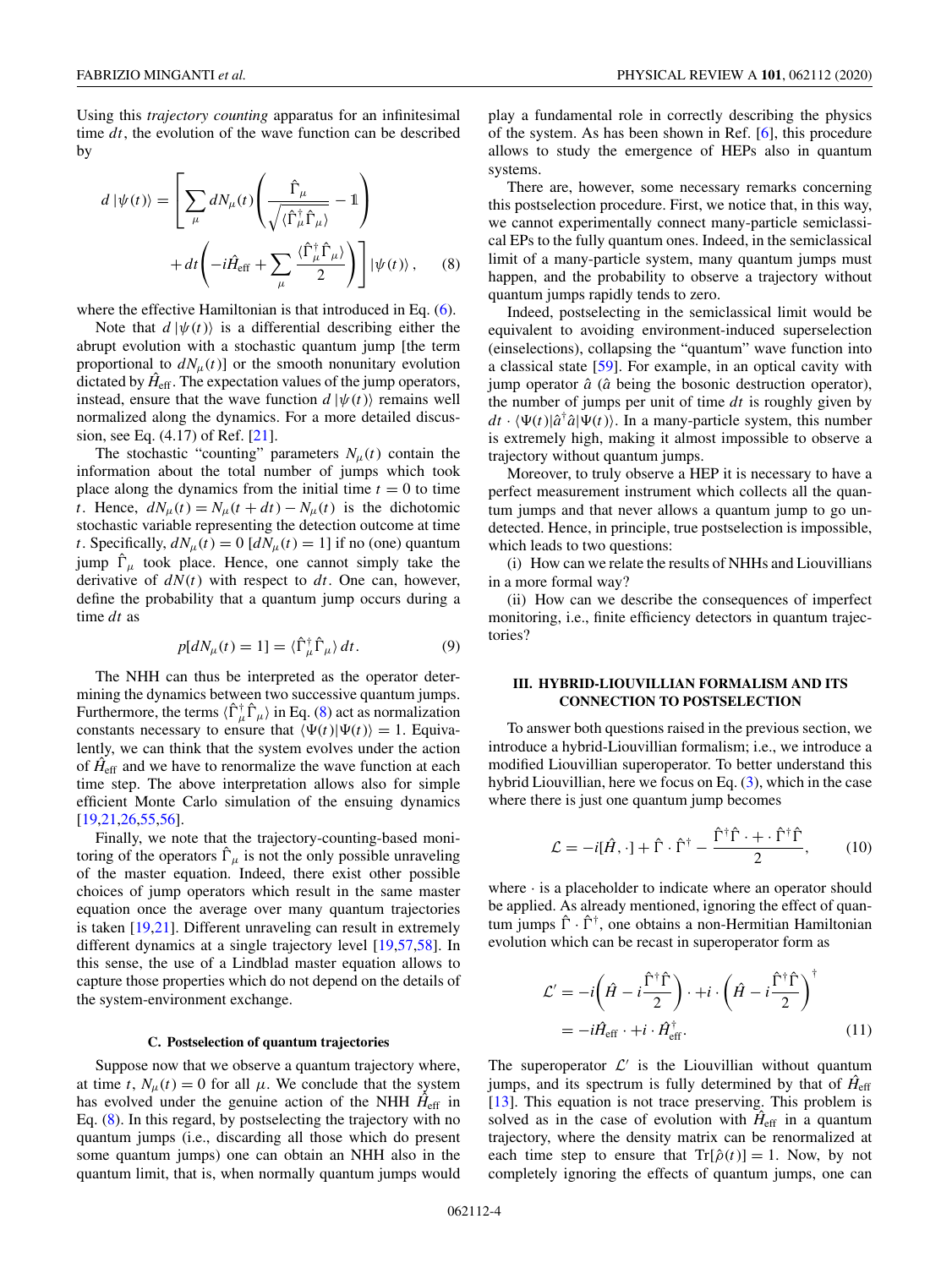Using this *trajectory counting* apparatus for an infinitesimal time $dt$, the evolution of the wave function can be described by

$$d\,|\psi(t)\rangle = \left[\sum_\mu dN_\mu(t)\left(\frac{\hat{\Gamma}_\mu}{\sqrt{\langle\hat{\Gamma}_\mu^\dagger\hat{\Gamma}_\mu\rangle}} - \mathbb{1}\right) + dt\left(-i\hat{H}_{\rm eff} + \sum_\mu \frac{\langle\hat{\Gamma}_\mu^\dagger\hat{\Gamma}_\mu\rangle}{2}\right)\right]|\psi(t)\rangle, \qquad (8)$$

where the effective Hamiltonian is that introduced in Eq. (6).

Note that $d\,|\psi(t)\rangle$ is a differential describing either the abrupt evolution with a stochastic quantum jump [the term proportional to $dN_\mu(t)$] or the smooth nonunitary evolution dictated by $\hat{H}_{\rm eff}$. The expectation values of the jump operators, instead, ensure that the wave function $d\,|\psi(t)\rangle$ remains well normalized along the dynamics. For a more detailed discussion, see Eq. (4.17) of Ref. [21].

The stochastic "counting" parameters $N_\mu(t)$ contain the information about the total number of jumps which took place along the dynamics from the initial time $t=0$ to time $t$. Hence, $dN_\mu(t) = N_\mu(t+dt) - N_\mu(t)$ is the dichotomic stochastic variable representing the detection outcome at time $t$. Specifically, $dN_\mu(t) = 0$ [$dN_\mu(t) = 1$] if no (one) quantum jump $\hat{\Gamma}_\mu$ took place. Hence, one cannot simply take the derivative of $dN(t)$ with respect to $dt$. One can, however, define the probability that a quantum jump occurs during a time $dt$ as

$$p[dN_\mu(t) = 1] = \langle\hat{\Gamma}_\mu^\dagger\hat{\Gamma}_\mu\rangle\, dt. \qquad (9)$$

The NHH can thus be interpreted as the operator determining the dynamics between two successive quantum jumps. Furthermore, the terms $\langle\hat{\Gamma}_\mu^\dagger\hat{\Gamma}_\mu\rangle$ in Eq. (8) act as normalization constants necessary to ensure that $\langle\Psi(t)|\Psi(t)\rangle = 1$. Equivalently, we can think that the system evolves under the action of $\hat{H}_{\rm eff}$ and we have to renormalize the wave function at each time step. The above interpretation allows also for simple efficient Monte Carlo simulation of the ensuing dynamics [19,21,26,55,56].

Finally, we note that the trajectory-counting-based monitoring of the operators $\hat{\Gamma}_\mu$ is not the only possible unraveling of the master equation. Indeed, there exist other possible choices of jump operators which result in the same master equation once the average over many quantum trajectories is taken [19,21]. Different unraveling can result in extremely different dynamics at a single trajectory level [19,57,58]. In this sense, the use of a Lindblad master equation allows to capture those properties which do not depend on the details of the system-environment exchange.

#### C. Postselection of quantum trajectories

Suppose now that we observe a quantum trajectory where, at time $t$, $N_\mu(t) = 0$ for all $\mu$. We conclude that the system has evolved under the genuine action of the NHH $\hat{H}_{\rm eff}$ in Eq. (8). In this regard, by postselecting the trajectory with no quantum jumps (i.e., discarding all those which do present some quantum jumps) one can obtain an NHH also in the quantum limit, that is, when normally quantum jumps would play a fundamental role in correctly describing the physics of the system. As has been shown in Ref. [6], this procedure allows to study the emergence of HEPs also in quantum systems.

There are, however, some necessary remarks concerning this postselection procedure. First, we notice that, in this way, we cannot experimentally connect many-particle semiclassical EPs to the fully quantum ones. Indeed, in the semiclassical limit of a many-particle system, many quantum jumps must happen, and the probability to observe a trajectory without quantum jumps rapidly tends to zero.

Indeed, postselecting in the semiclassical limit would be equivalent to avoiding environment-induced superselection (einselections), collapsing the "quantum" wave function into a classical state [59]. For example, in an optical cavity with jump operator $\hat{a}$ ($\hat{a}$ being the bosonic destruction operator), the number of jumps per unit of time $dt$ is roughly given by $dt \cdot \langle\Psi(t)|\hat{a}^\dagger\hat{a}|\Psi(t)\rangle$. In a many-particle system, this number is extremely high, making it almost impossible to observe a trajectory without quantum jumps.

Moreover, to truly observe a HEP it is necessary to have a perfect measurement instrument which collects all the quantum jumps and that never allows a quantum jump to go undetected. Hence, in principle, true postselection is impossible, which leads to two questions:

(i) How can we relate the results of NHHs and Liouvillians in a more formal way?

(ii) How can we describe the consequences of imperfect monitoring, i.e., finite efficiency detectors in quantum trajectories?

### III. HYBRID-LIOUVILLIAN FORMALISM AND ITS CONNECTION TO POSTSELECTION

To answer both questions raised in the previous section, we introduce a hybrid-Liouvillian formalism; i.e., we introduce a modified Liouvillian superoperator. To better understand this hybrid Liouvillian, here we focus on Eq. (3), which in the case where there is just one quantum jump becomes

$$\mathcal{L} = -i[\hat{H},\cdot] + \hat{\Gamma}\cdot\hat{\Gamma}^\dagger - \frac{\hat{\Gamma}^\dagger\hat{\Gamma}\cdot + \cdot\hat{\Gamma}^\dagger\hat{\Gamma}}{2}, \qquad (10)$$

where $\cdot$ is a placeholder to indicate where an operator should be applied. As already mentioned, ignoring the effect of quantum jumps $\hat{\Gamma}\cdot\hat{\Gamma}^\dagger$, one obtains a non-Hermitian Hamiltonian evolution which can be recast in superoperator form as

$$\begin{aligned}\mathcal{L}' &= -i\left(\hat{H} - i\frac{\hat{\Gamma}^\dagger\hat{\Gamma}}{2}\right)\cdot + i\cdot\left(\hat{H} - i\frac{\hat{\Gamma}^\dagger\hat{\Gamma}}{2}\right)^\dagger \\ &= -i\hat{H}_{\rm eff}\cdot + i\cdot\hat{H}_{\rm eff}^\dagger.\end{aligned} \qquad (11)$$

The superoperator $\mathcal{L}'$ is the Liouvillian without quantum jumps, and its spectrum is fully determined by that of $\hat{H}_{\rm eff}$ [13]. This equation is not trace preserving. This problem is solved as in the case of evolution with $\hat{H}_{\rm eff}$ in a quantum trajectory, where the density matrix can be renormalized at each time step to ensure that $\mathrm{Tr}[\hat{\rho}(t)] = 1$. Now, by not completely ignoring the effects of quantum jumps, one can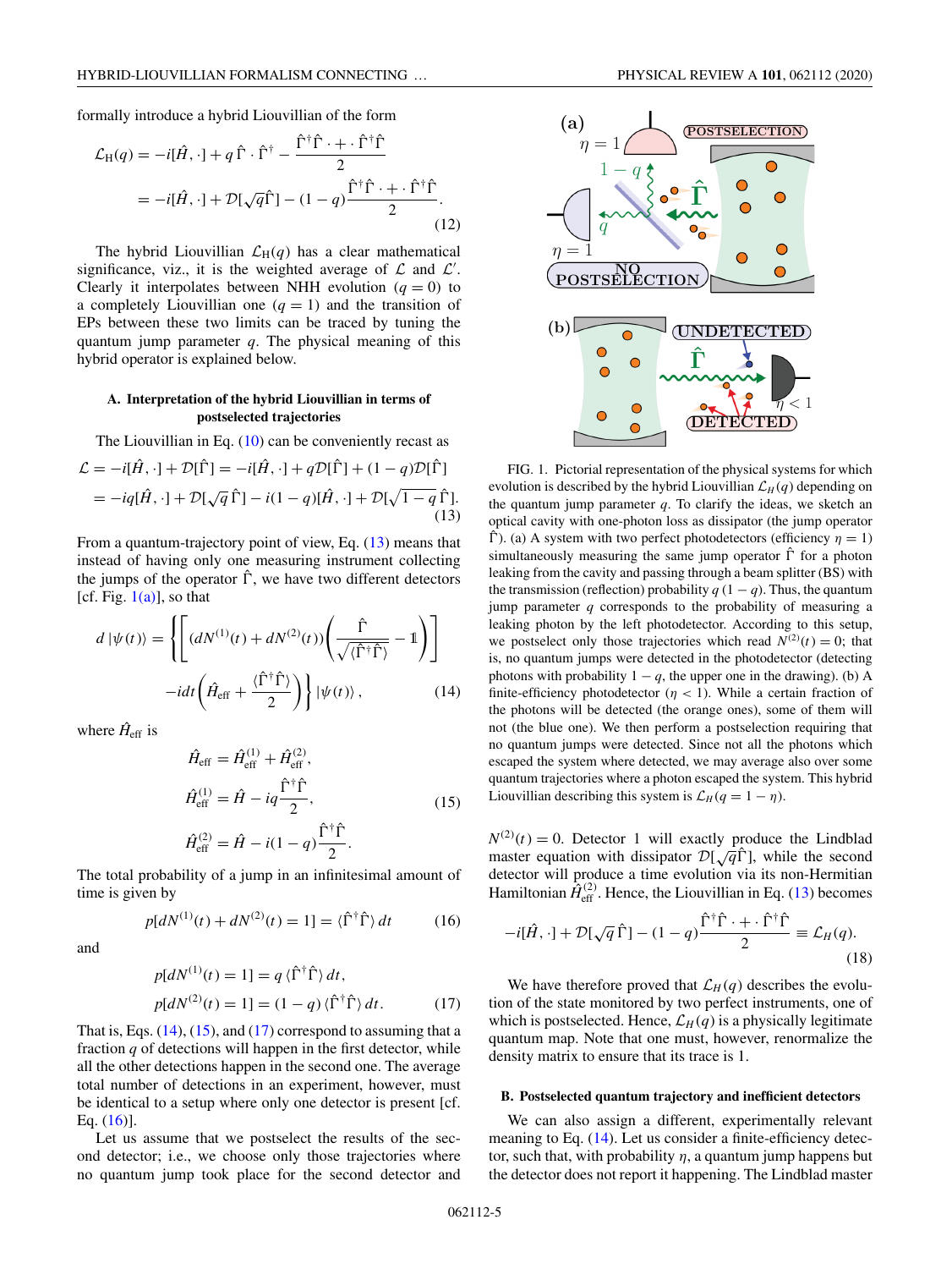formally introduce a hybrid Liouvillian of the form

$$\mathcal{L}_{\rm H}(q) = -i[\hat{H},\cdot] + q\,\hat{\Gamma}\cdot\hat{\Gamma}^\dagger - \frac{\hat{\Gamma}^\dagger\hat{\Gamma}\cdot + \cdot\hat{\Gamma}^\dagger\hat{\Gamma}}{2}$$
$$= -i[\hat{H},\cdot] + \mathcal{D}[\sqrt{q}\hat{\Gamma}] - (1-q)\frac{\hat{\Gamma}^\dagger\hat{\Gamma}\cdot + \cdot\hat{\Gamma}^\dagger\hat{\Gamma}}{2}. \tag{12}$$

The hybrid Liouvillian $\mathcal{L}_{\rm H}(q)$ has a clear mathematical significance, viz., it is the weighted average of $\mathcal{L}$ and $\mathcal{L}'$. Clearly it interpolates between NHH evolution ($q = 0$) to a completely Liouvillian one ($q = 1$) and the transition of EPs between these two limits can be traced by tuning the quantum jump parameter $q$. The physical meaning of this hybrid operator is explained below.

### A. Interpretation of the hybrid Liouvillian in terms of postselected trajectories

The Liouvillian in Eq. (10) can be conveniently recast as

$$\mathcal{L} = -i[\hat{H},\cdot] + \mathcal{D}[\hat{\Gamma}] = -i[\hat{H},\cdot] + q\mathcal{D}[\hat{\Gamma}] + (1-q)\mathcal{D}[\hat{\Gamma}]$$
$$= -iq[\hat{H},\cdot] + \mathcal{D}[\sqrt{q}\,\hat{\Gamma}] - i(1-q)[\hat{H},\cdot] + \mathcal{D}[\sqrt{1-q}\,\hat{\Gamma}]. \tag{13}$$

From a quantum-trajectory point of view, Eq. (13) means that instead of having only one measuring instrument collecting the jumps of the operator $\hat{\Gamma}$, we have two different detectors [cf. Fig. 1(a)], so that

$$d\,|\psi(t)\rangle = \left\{\left[(dN^{(1)}(t) + dN^{(2)}(t))\left(\frac{\hat{\Gamma}}{\sqrt{\langle\hat{\Gamma}^\dagger\hat{\Gamma}\rangle}} - \mathbb{1}\right)\right] - idt\left(\hat{H}_{\rm eff} + \frac{\langle\hat{\Gamma}^\dagger\hat{\Gamma}\rangle}{2}\right)\right\}|\psi(t)\rangle, \tag{14}$$

where $\hat{H}_{\rm eff}$ is

$$\hat{H}_{\rm eff} = \hat{H}_{\rm eff}^{(1)} + \hat{H}_{\rm eff}^{(2)},$$
$$\hat{H}_{\rm eff}^{(1)} = \hat{H} - iq\frac{\hat{\Gamma}^\dagger\hat{\Gamma}}{2}, \tag{15}$$
$$\hat{H}_{\rm eff}^{(2)} = \hat{H} - i(1-q)\frac{\hat{\Gamma}^\dagger\hat{\Gamma}}{2}.$$

The total probability of a jump in an infinitesimal amount of time is given by

$$p[dN^{(1)}(t) + dN^{(2)}(t) = 1] = \langle\hat{\Gamma}^\dagger\hat{\Gamma}\rangle\,dt \tag{16}$$

and

$$p[dN^{(1)}(t) = 1] = q\,\langle\hat{\Gamma}^\dagger\hat{\Gamma}\rangle\,dt,$$
$$p[dN^{(2)}(t) = 1] = (1-q)\,\langle\hat{\Gamma}^\dagger\hat{\Gamma}\rangle\,dt. \tag{17}$$

That is, Eqs. (14), (15), and (17) correspond to assuming that a fraction $q$ of detections will happen in the first detector, while all the other detections happen in the second one. The average total number of detections in an experiment, however, must be identical to a setup where only one detector is present [cf. Eq. (16)].

Let us assume that we postselect the results of the second detector; i.e., we choose only those trajectories where no quantum jump took place for the second detector and $N^{(2)}(t) = 0$. Detector 1 will exactly produce the Lindblad master equation with dissipator $\mathcal{D}[\sqrt{q}\hat{\Gamma}]$, while the second detector will produce a time evolution via its non-Hermitian Hamiltonian $\hat{H}_{\rm eff}^{(2)}$. Hence, the Liouvillian in Eq. (13) becomes

$$-i[\hat{H},\cdot] + \mathcal{D}[\sqrt{q}\,\hat{\Gamma}] - (1-q)\frac{\hat{\Gamma}^\dagger\hat{\Gamma}\cdot + \cdot\hat{\Gamma}^\dagger\hat{\Gamma}}{2} \equiv \mathcal{L}_H(q). \tag{18}$$

We have therefore proved that $\mathcal{L}_H(q)$ describes the evolution of the state monitored by two perfect instruments, one of which is postselected. Hence, $\mathcal{L}_H(q)$ is a physically legitimate quantum map. Note that one must, however, renormalize the density matrix to ensure that its trace is 1.

FIG. 1. Pictorial representation of the physical systems for which evolution is described by the hybrid Liouvillian $\mathcal{L}_H(q)$ depending on the quantum jump parameter $q$. To clarify the ideas, we sketch an optical cavity with one-photon loss as dissipator (the jump operator $\hat{\Gamma}$). (a) A system with two perfect photodetectors (efficiency $\eta = 1$) simultaneously measuring the same jump operator $\hat{\Gamma}$ for a photon leaking from the cavity and passing through a beam splitter (BS) with the transmission (reflection) probability $q$ $(1-q)$. Thus, the quantum jump parameter $q$ corresponds to the probability of measuring a leaking photon by the left photodetector. According to this setup, we postselect only those trajectories which read $N^{(2)}(t) = 0$; that is, no quantum jumps were detected in the photodetector (detecting photons with probability $1-q$, the upper one in the drawing). (b) A finite-efficiency photodetector ($\eta < 1$). While a certain fraction of the photons will be detected (the orange ones), some of them will not (the blue one). We then perform a postselection requiring that no quantum jumps were detected. Since not all the photons which escaped the system where detected, we may average also over some quantum trajectories where a photon escaped the system. This hybrid Liouvillian describing this system is $\mathcal{L}_H(q = 1-\eta)$.

### B. Postselected quantum trajectory and inefficient detectors

We can also assign a different, experimentally relevant meaning to Eq. (14). Let us consider a finite-efficiency detector, such that, with probability $\eta$, a quantum jump happens but the detector does not report it happening. The Lindblad master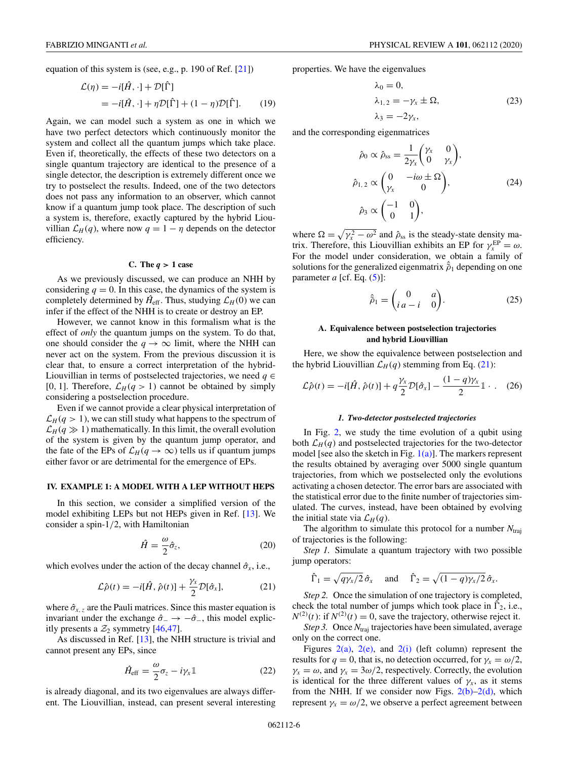equation of this system is (see, e.g., p. 190 of Ref. [21])

$$
\begin{aligned}
\mathcal{L}(\eta) &= -i[\hat{H}, \cdot] + \mathcal{D}[\hat{\Gamma}] \\
&= -i[\hat{H}, \cdot] + \eta \mathcal{D}[\hat{\Gamma}] + (1-\eta)\mathcal{D}[\hat{\Gamma}].
\end{aligned} \tag{19}
$$

Again, we can model such a system as one in which we have two perfect detectors which continuously monitor the system and collect all the quantum jumps which take place. Even if, theoretically, the effects of these two detectors on a single quantum trajectory are identical to the presence of a single detector, the description is extremely different once we try to postselect the results. Indeed, one of the two detectors does not pass any information to an observer, which cannot know if a quantum jump took place. The description of such a system is, therefore, exactly captured by the hybrid Liouvillian $\mathcal{L}_H(q)$, where now $q = 1 - \eta$ depends on the detector efficiency.

### C. The $q > 1$ case

As we previously discussed, we can produce an NHH by considering $q = 0$. In this case, the dynamics of the system is completely determined by $\hat{H}_{\text{eff}}$. Thus, studying $\mathcal{L}_H(0)$ we can infer if the effect of the NHH is to create or destroy an EP.

However, we cannot know in this formalism what is the effect of *only* the quantum jumps on the system. To do that, one should consider the $q \to \infty$ limit, where the NHH can never act on the system. From the previous discussion it is clear that, to ensure a correct interpretation of the hybrid-Liouvillian in terms of postselected trajectories, we need $q \in [0, 1]$. Therefore, $\mathcal{L}_H(q > 1)$ cannot be obtained by simply considering a postselection procedure.

Even if we cannot provide a clear physical interpretation of $\mathcal{L}_H(q > 1)$, we can still study what happens to the spectrum of $\mathcal{L}_H(q \gg 1)$ mathematically. In this limit, the overall evolution of the system is given by the quantum jump operator, and the fate of the EPs of $\mathcal{L}_H(q \to \infty)$ tells us if quantum jumps either favor or are detrimental for the emergence of EPs.

## IV. EXAMPLE 1: A MODEL WITH A LEP WITHOUT HEPS

In this section, we consider a simplified version of the model exhibiting LEPs but not HEPs given in Ref. [13]. We consider a spin-1/2, with Hamiltonian

$$
\hat{H} = \frac{\omega}{2}\hat{\sigma}_z, \tag{20}
$$

which evolves under the action of the decay channel $\hat{\sigma}_x$, i.e.,

$$
\mathcal{L}\hat{\rho}(t) = -i[\hat{H}, \hat{\rho}(t)] + \frac{\gamma_x}{2}\mathcal{D}[\hat{\sigma}_x], \tag{21}
$$

where $\hat{\sigma}_{x,z}$ are the Pauli matrices. Since this master equation is invariant under the exchange $\hat{\sigma}_- \to -\hat{\sigma}_-$, this model explicitly presents a $\mathcal{Z}_2$ symmetry [46,47].

As discussed in Ref. [13], the NHH structure is trivial and cannot present any EPs, since

$$
\hat{H}_{\text{eff}} = \frac{\omega}{2}\sigma_z - i\gamma_x \mathbb{1} \tag{22}
$$

is already diagonal, and its two eigenvalues are always different. The Liouvillian, instead, can present several interesting properties. We have the eigenvalues

$$
\begin{aligned}
\lambda_0 &= 0, \\
\lambda_{1,2} &= -\gamma_x \pm \Omega, \\
\lambda_3 &= -2\gamma_x,
\end{aligned} \tag{23}
$$

and the corresponding eigenmatrices

$$
\begin{aligned}
\hat{\rho}_0 &\propto \hat{\rho}_{\text{ss}} = \frac{1}{2\gamma_x}\begin{pmatrix} \gamma_x & 0 \\ 0 & \gamma_x \end{pmatrix}, \\
\hat{\rho}_{1,2} &\propto \begin{pmatrix} 0 & -i\omega \pm \Omega \\ \gamma_x & 0 \end{pmatrix}, \\
\hat{\rho}_3 &\propto \begin{pmatrix} -1 & 0 \\ 0 & 1 \end{pmatrix},
\end{aligned} \tag{24}
$$

where $\Omega = \sqrt{\gamma_x^2 - \omega^2}$ and $\hat{\rho}_{\text{ss}}$ is the steady-state density matrix. Therefore, this Liouvillian exhibits an EP for $\gamma_x^{\text{EP}} = \omega$. For the model under consideration, we obtain a family of solutions for the generalized eigenmatrix $\hat{\tilde{\rho}}_1$ depending on one parameter $a$ [cf. Eq. (5)]:

$$
\hat{\tilde{\rho}}_1 = \begin{pmatrix} 0 & a \\ i\,a - i & 0 \end{pmatrix}. \tag{25}
$$

### A. Equivalence between postselection trajectories and hybrid Liouvillian

Here, we show the equivalence between postselection and the hybrid Liouvillian $\mathcal{L}_H(q)$ stemming from Eq. (21):

$$
\mathcal{L}\hat{\rho}(t) = -i[\hat{H}, \hat{\rho}(t)] + q\frac{\gamma_x}{2}\mathcal{D}[\hat{\sigma}_x] - \frac{(1-q)\gamma_x}{2}\mathbb{1}\cdot. \tag{26}
$$

#### 1. Two-detector postselected trajectories

In Fig. 2, we study the time evolution of a qubit using both $\mathcal{L}_H(q)$ and postselected trajectories for the two-detector model [see also the sketch in Fig. 1(a)]. The markers represent the results obtained by averaging over 5000 single quantum trajectories, from which we postselected only the evolutions activating a chosen detector. The error bars are associated with the statistical error due to the finite number of trajectories simulated. The curves, instead, have been obtained by evolving the initial state via $\mathcal{L}_H(q)$.

The algorithm to simulate this protocol for a number $N_{\text{traj}}$ of trajectories is the following:

*Step 1.* Simulate a quantum trajectory with two possible jump operators:

$$
\hat{\Gamma}_1 = \sqrt{q\gamma_x/2}\,\hat{\sigma}_x \quad \text{and} \quad \hat{\Gamma}_2 = \sqrt{(1-q)\gamma_x/2}\,\hat{\sigma}_x.
$$

*Step 2.* Once the simulation of one trajectory is completed, check the total number of jumps which took place in $\hat{\Gamma}_2$, i.e., $N^{(2)}(t)$: if $N^{(2)}(t) = 0$, save the trajectory, otherwise reject it.

*Step 3.* Once $N_{\text{traj}}$ trajectories have been simulated, average only on the correct one.

Figures 2(a), 2(e), and 2(i) (left column) represent the results for $q = 0$, that is, no detection occurred, for $\gamma_x = \omega/2$, $\gamma_x = \omega$, and $\gamma_x = 3\omega/2$, respectively. Correctly, the evolution is identical for the three different values of $\gamma_x$, as it stems from the NHH. If we consider now Figs. 2(b)–2(d), which represent $\gamma_x = \omega/2$, we observe a perfect agreement between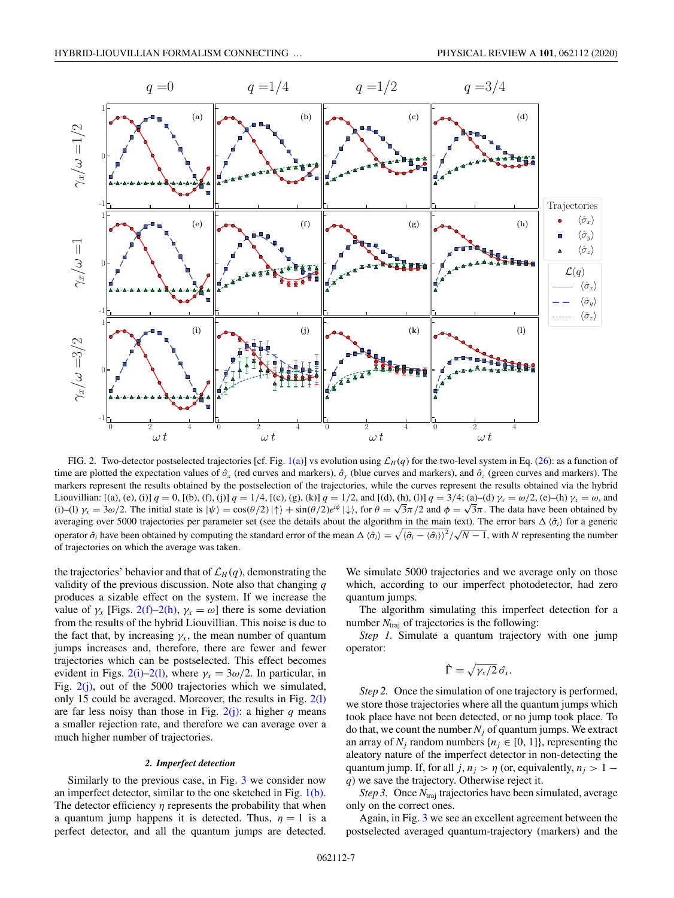FIG. 2. Two-detector postselected trajectories [cf. Fig. 1(a)] vs evolution using $\mathcal{L}_H(q)$ for the two-level system in Eq. (26): as a function of time are plotted the expectation values of $\hat{\sigma}_x$ (red curves and markers), $\hat{\sigma}_y$ (blue curves and markers), and $\hat{\sigma}_z$ (green curves and markers). The markers represent the results obtained by the postselection of the trajectories, while the curves represent the results obtained via the hybrid Liouvillian: [(a), (e), (i)] $q = 0$, [(b), (f), (j)] $q = 1/4$, [(c), (g), (k)] $q = 1/2$, and [(d), (h), (l)] $q = 3/4$; (a)–(d) $\gamma_x = \omega/2$, (e)–(h) $\gamma_x = \omega$, and (i)–(l) $\gamma_x = 3\omega/2$. The initial state is $|\psi\rangle = \cos(\theta/2)\,|\uparrow\rangle + \sin(\theta/2)e^{i\phi}\,|\downarrow\rangle$, for $\theta = \sqrt{3}\pi/2$ and $\phi = \sqrt{3}\pi$. The data have been obtained by averaging over 5000 trajectories per parameter set (see the details about the algorithm in the main text). The error bars $\Delta\langle\hat{\sigma}_i\rangle$ for a generic operator $\hat{\sigma}_i$ have been obtained by computing the standard error of the mean $\Delta\langle\hat{\sigma}_i\rangle = \sqrt{\langle\hat{\sigma}_i - \langle\hat{\sigma}_i\rangle\rangle^2}/\sqrt{N-1}$, with $N$ representing the number of trajectories on which the average was taken.

the trajectories' behavior and that of $\mathcal{L}_H(q)$, demonstrating the validity of the previous discussion. Note also that changing $q$ produces a sizable effect on the system. If we increase the value of $\gamma_x$ [Figs. 2(f)–2(h), $\gamma_x = \omega$] there is some deviation from the results of the hybrid Liouvillian. This noise is due to the fact that, by increasing $\gamma_x$, the mean number of quantum jumps increases and, therefore, there are fewer and fewer trajectories which can be postselected. This effect becomes evident in Figs. 2(i)–2(l), where $\gamma_x = 3\omega/2$. In particular, in Fig. 2(j), out of the 5000 trajectories which we simulated, only 15 could be averaged. Moreover, the results in Fig. 2(l) are far less noisy than those in Fig. 2(j): a higher $q$ means a smaller rejection rate, and therefore we can average over a much higher number of trajectories.

#### 2. Imperfect detection

Similarly to the previous case, in Fig. 3 we consider now an imperfect detector, similar to the one sketched in Fig. 1(b). The detector efficiency $\eta$ represents the probability that when a quantum jump happens it is detected. Thus, $\eta = 1$ is a perfect detector, and all the quantum jumps are detected. We simulate 5000 trajectories and we average only on those which, according to our imperfect photodetector, had zero quantum jumps.

The algorithm simulating this imperfect detection for a number $N_{\text{traj}}$ of trajectories is the following:

*Step 1.* Simulate a quantum trajectory with one jump operator:

$$\hat{\Gamma} = \sqrt{\gamma_x/2}\,\hat{\sigma}_x.$$

*Step 2.* Once the simulation of one trajectory is performed, we store those trajectories where all the quantum jumps which took place have not been detected, or no jump took place. To do that, we count the number $N_j$ of quantum jumps. We extract an array of $N_j$ random numbers $\{n_j \in [0, 1]\}$, representing the aleatory nature of the imperfect detector in non-detecting the quantum jump. If, for all $j$, $n_j > \eta$ (or, equivalently, $n_j > 1 - q$) we save the trajectory. Otherwise reject it.

*Step 3.* Once $N_{\text{traj}}$ trajectories have been simulated, average only on the correct ones.

Again, in Fig. 3 we see an excellent agreement between the postselected averaged quantum-trajectory (markers) and the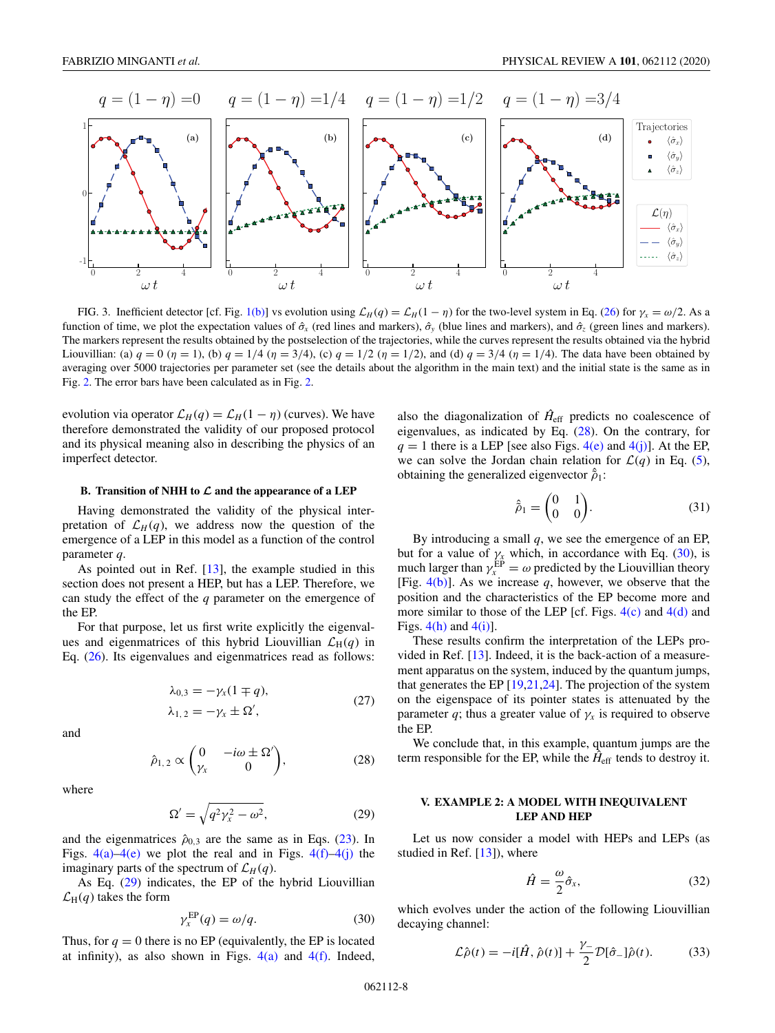FIG. 3. Inefficient detector [cf. Fig. 1(b)] vs evolution using $\mathcal{L}_H(q) = \mathcal{L}_H(1-\eta)$ for the two-level system in Eq. (26) for $\gamma_x = \omega/2$. As a function of time, we plot the expectation values of $\hat{\sigma}_x$ (red lines and markers), $\hat{\sigma}_y$ (blue lines and markers), and $\hat{\sigma}_z$ (green lines and markers). The markers represent the results obtained by the postselection of the trajectories, while the curves represent the results obtained via the hybrid Liouvillian: (a) $q = 0$ ($\eta = 1$), (b) $q = 1/4$ ($\eta = 3/4$), (c) $q = 1/2$ ($\eta = 1/2$), and (d) $q = 3/4$ ($\eta = 1/4$). The data have been obtained by averaging over 5000 trajectories per parameter set (see the details about the algorithm in the main text) and the initial state is the same as in Fig. 2. The error bars have been calculated as in Fig. 2.

evolution via operator $\mathcal{L}_H(q) = \mathcal{L}_H(1-\eta)$ (curves). We have therefore demonstrated the validity of our proposed protocol and its physical meaning also in describing the physics of an imperfect detector.

### B. Transition of NHH to $\mathcal{L}$ and the appearance of a LEP

Having demonstrated the validity of the physical interpretation of $\mathcal{L}_H(q)$, we address now the question of the emergence of a LEP in this model as a function of the control parameter $q$.

As pointed out in Ref. [13], the example studied in this section does not present a HEP, but has a LEP. Therefore, we can study the effect of the $q$ parameter on the emergence of the EP.

For that purpose, let us first write explicitly the eigenvalues and eigenmatrices of this hybrid Liouvillian $\mathcal{L}_H(q)$ in Eq. (26). Its eigenvalues and eigenmatrices read as follows:

$$\begin{aligned} \lambda_{0,3} &= -\gamma_x(1 \mp q), \\ \lambda_{1,2} &= -\gamma_x \pm \Omega', \end{aligned} \tag{27}$$

and

$$\hat{\rho}_{1,2} \propto \begin{pmatrix} 0 & -i\omega \pm \Omega' \\ \gamma_x & 0 \end{pmatrix}, \tag{28}$$

where

$$\Omega' = \sqrt{q^2\gamma_x^2 - \omega^2}, \tag{29}$$

and the eigenmatrices $\hat{\rho}_{0,3}$ are the same as in Eqs. (23). In Figs. 4(a)–4(e) we plot the real and in Figs. 4(f)–4(j) the imaginary parts of the spectrum of $\mathcal{L}_H(q)$.

As Eq. (29) indicates, the EP of the hybrid Liouvillian $\mathcal{L}_H(q)$ takes the form

$$\gamma_x^{\text{EP}}(q) = \omega/q. \tag{30}$$

Thus, for $q = 0$ there is no EP (equivalently, the EP is located at infinity), as also shown in Figs. 4(a) and 4(f). Indeed, also the diagonalization of $\hat{H}_{\text{eff}}$ predicts no coalescence of eigenvalues, as indicated by Eq. (28). On the contrary, for $q = 1$ there is a LEP [see also Figs. 4(e) and 4(j)]. At the EP, we can solve the Jordan chain relation for $\mathcal{L}(q)$ in Eq. (5), obtaining the generalized eigenvector $\hat{\tilde{\rho}}_1$:

$$\hat{\tilde{\rho}}_1 = \begin{pmatrix} 0 & 1 \\ 0 & 0 \end{pmatrix}. \tag{31}$$

By introducing a small $q$, we see the emergence of an EP, but for a value of $\gamma_x$ which, in accordance with Eq. (30), is much larger than $\gamma_x^{\text{EP}} = \omega$ predicted by the Liouvillian theory [Fig. 4(b)]. As we increase $q$, however, we observe that the position and the characteristics of the EP become more and more similar to those of the LEP [cf. Figs. 4(c) and 4(d) and Figs. 4(h) and 4(i)].

These results confirm the interpretation of the LEPs provided in Ref. [13]. Indeed, it is the back-action of a measurement apparatus on the system, induced by the quantum jumps, that generates the EP [19,21,24]. The projection of the system on the eigenspace of its pointer states is attenuated by the parameter $q$; thus a greater value of $\gamma_x$ is required to observe the EP.

We conclude that, in this example, quantum jumps are the term responsible for the EP, while the $\hat{H}_{\text{eff}}$ tends to destroy it.

## V. EXAMPLE 2: A MODEL WITH INEQUIVALENT LEP AND HEP

Let us now consider a model with HEPs and LEPs (as studied in Ref. [13]), where

$$\hat{H} = \frac{\omega}{2}\hat{\sigma}_x, \tag{32}$$

which evolves under the action of the following Liouvillian decaying channel:

$$\mathcal{L}\hat{\rho}(t) = -i[\hat{H}, \hat{\rho}(t)] + \frac{\gamma_-}{2}\mathcal{D}[\hat{\sigma}_-]\hat{\rho}(t). \tag{33}$$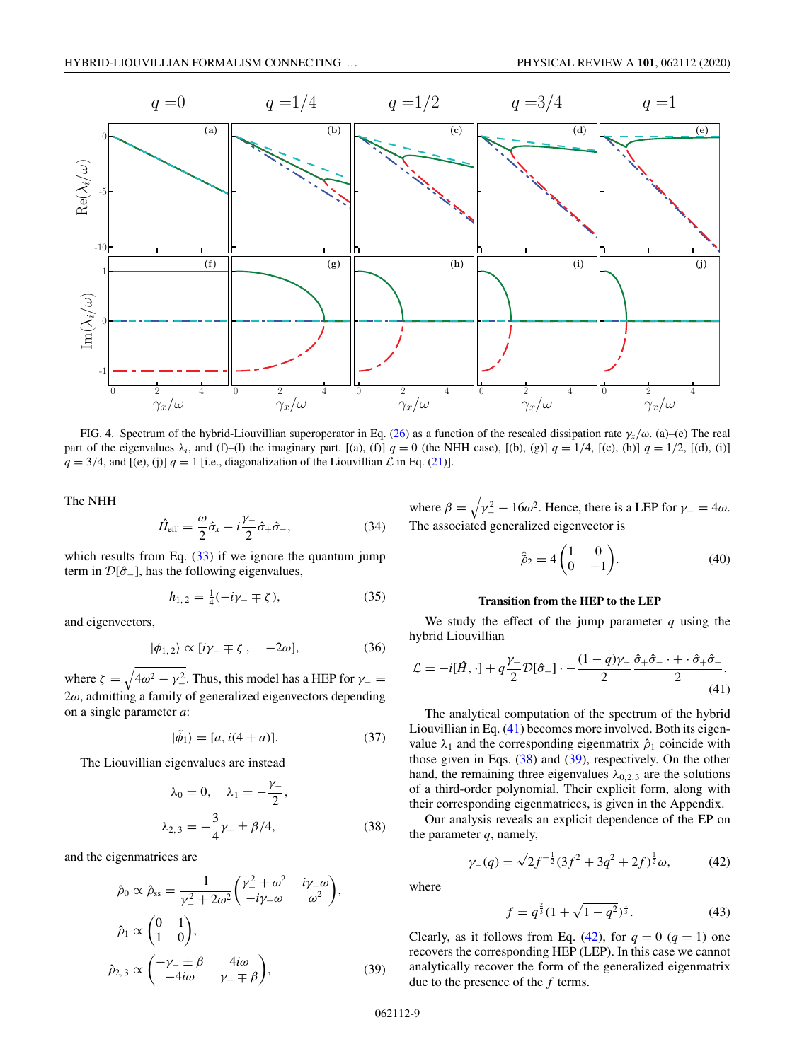FIG. 4. Spectrum of the hybrid-Liouvillian superoperator in Eq. (26) as a function of the rescaled dissipation rate $\gamma_x/\omega$. (a)–(e) The real part of the eigenvalues $\lambda_i$, and (f)–(l) the imaginary part. [(a), (f)] $q = 0$ (the NHH case), [(b), (g)] $q = 1/4$, [(c), (h)] $q = 1/2$, [(d), (i)] $q = 3/4$, and [(e), (j)] $q = 1$ [i.e., diagonalization of the Liouvillian $\mathcal{L}$ in Eq. (21)].

The NHH

$$\hat{H}_{\text{eff}} = \frac{\omega}{2}\hat{\sigma}_x - i\frac{\gamma_-}{2}\hat{\sigma}_+\hat{\sigma}_-, \tag{34}$$

which results from Eq. (33) if we ignore the quantum jump term in $\mathcal{D}[\hat{\sigma}_-]$, has the following eigenvalues,

$$h_{1,2} = \tfrac{1}{4}(-i\gamma_- \mp \zeta), \tag{35}$$

and eigenvectors,

$$|\phi_{1,2}\rangle \propto [i\gamma_- \mp \zeta\,, \quad -2\omega], \tag{36}$$

where $\zeta = \sqrt{4\omega^2 - \gamma_-^2}$. Thus, this model has a HEP for $\gamma_- = 2\omega$, admitting a family of generalized eigenvectors depending on a single parameter $a$:

$$|\tilde{\phi}_1\rangle = [a, i(4 + a)]. \tag{37}$$

The Liouvillian eigenvalues are instead

$$\lambda_0 = 0, \quad \lambda_1 = -\frac{\gamma_-}{2},$$
$$\lambda_{2,3} = -\frac{3}{4}\gamma_- \pm \beta/4, \tag{38}$$

and the eigenmatrices are

$$\hat{\rho}_0 \propto \hat{\rho}_{\text{ss}} = \frac{1}{\gamma_-^2 + 2\omega^2}\begin{pmatrix} \gamma_-^2 + \omega^2 & i\gamma_-\omega \\ -i\gamma_-\omega & \omega^2 \end{pmatrix},$$
$$\hat{\rho}_1 \propto \begin{pmatrix} 0 & 1 \\ 1 & 0 \end{pmatrix},$$
$$\hat{\rho}_{2,3} \propto \begin{pmatrix} -\gamma_- \pm \beta & 4i\omega \\ -4i\omega & \gamma_- \mp \beta \end{pmatrix}, \tag{39}$$

where $\beta = \sqrt{\gamma_-^2 - 16\omega^2}$. Hence, there is a LEP for $\gamma_- = 4\omega$. The associated generalized eigenvector is

$$\hat{\tilde{\rho}}_2 = 4\begin{pmatrix} 1 & 0 \\ 0 & -1 \end{pmatrix}. \tag{40}$$

**Transition from the HEP to the LEP**

We study the effect of the jump parameter $q$ using the hybrid Liouvillian

$$\mathcal{L} = -i[\hat{H}, \cdot] + q\frac{\gamma_-}{2}\mathcal{D}[\hat{\sigma}_-]\cdot - \frac{(1-q)\gamma_-}{2}\,\frac{\hat{\sigma}_+\hat{\sigma}_- \cdot + \cdot\,\hat{\sigma}_+\hat{\sigma}_-}{2}. \tag{41}$$

The analytical computation of the spectrum of the hybrid Liouvillian in Eq. (41) becomes more involved. Both its eigenvalue $\lambda_1$ and the corresponding eigenmatrix $\hat{\rho}_1$ coincide with those given in Eqs. (38) and (39), respectively. On the other hand, the remaining three eigenvalues $\lambda_{0,2,3}$ are the solutions of a third-order polynomial. Their explicit form, along with their corresponding eigenmatrices, is given in the Appendix.

Our analysis reveals an explicit dependence of the EP on the parameter $q$, namely,

$$\gamma_-(q) = \sqrt{2}f^{-\frac{1}{2}}(3f^2 + 3q^2 + 2f)^{\frac{1}{2}}\omega, \tag{42}$$

where

$$f = q^{\frac{2}{3}}(1 + \sqrt{1 - q^2})^{\frac{1}{3}}. \tag{43}$$

Clearly, as it follows from Eq. (42), for $q = 0$ ($q = 1$) one recovers the corresponding HEP (LEP). In this case we cannot analytically recover the form of the generalized eigenmatrix due to the presence of the $f$ terms.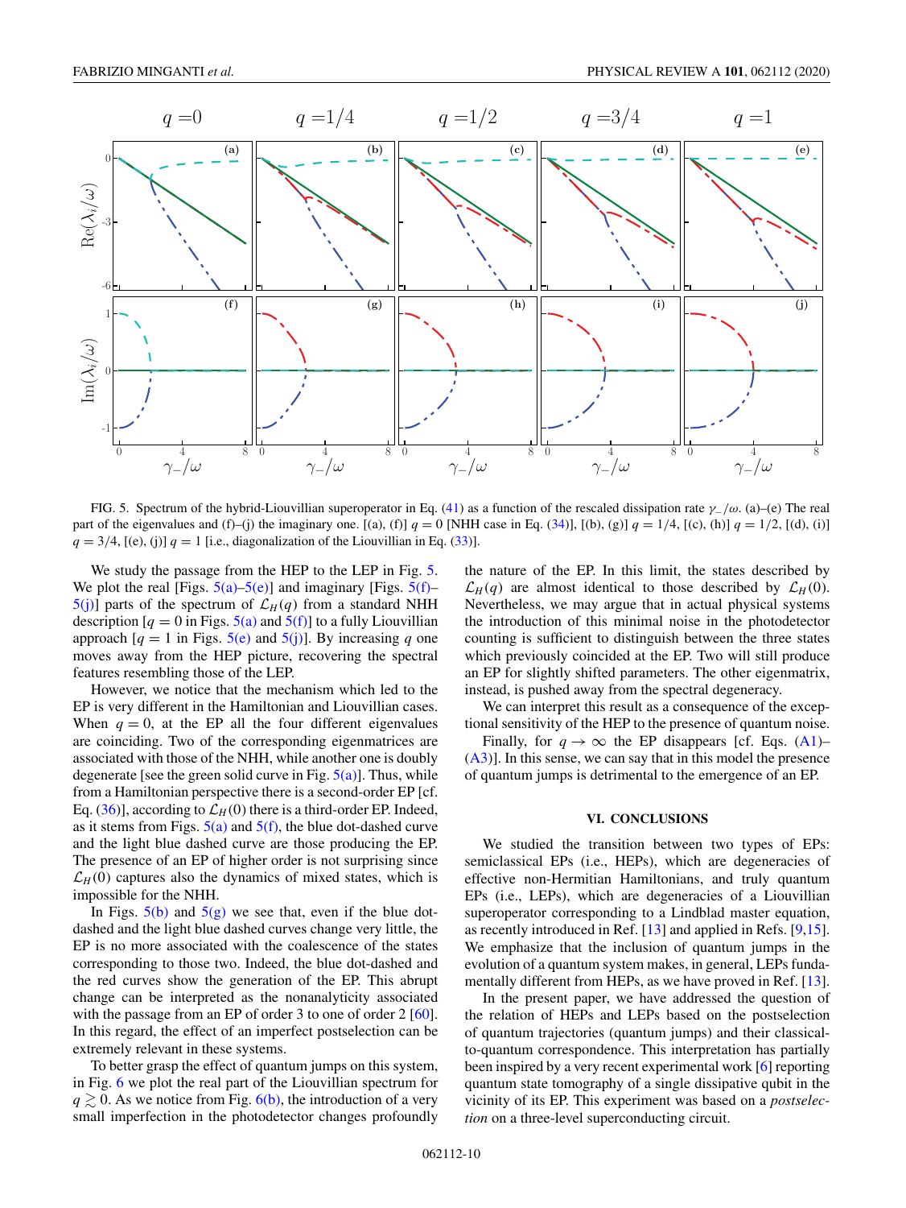FIG. 5. Spectrum of the hybrid-Liouvillian superoperator in Eq. (41) as a function of the rescaled dissipation rate $\gamma_-/\omega$. (a)–(e) The real part of the eigenvalues and (f)–(j) the imaginary one. [(a), (f)] $q = 0$ [NHH case in Eq. (34)], [(b), (g)] $q = 1/4$, [(c), (h)] $q = 1/2$, [(d), (i)] $q = 3/4$, [(e), (j)] $q = 1$ [i.e., diagonalization of the Liouvillian in Eq. (33)].

We study the passage from the HEP to the LEP in Fig. 5. We plot the real [Figs. 5(a)–5(e)] and imaginary [Figs. 5(f)–5(j)] parts of the spectrum of $\mathcal{L}_H(q)$ from a standard NHH description [$q = 0$ in Figs. 5(a) and 5(f)] to a fully Liouvillian approach [$q = 1$ in Figs. 5(e) and 5(j)]. By increasing $q$ one moves away from the HEP picture, recovering the spectral features resembling those of the LEP.

However, we notice that the mechanism which led to the EP is very different in the Hamiltonian and Liouvillian cases. When $q = 0$, at the EP all the four different eigenvalues are coinciding. Two of the corresponding eigenmatrices are associated with those of the NHH, while another one is doubly degenerate [see the green solid curve in Fig. 5(a)]. Thus, while from a Hamiltonian perspective there is a second-order EP [cf. Eq. (36)], according to $\mathcal{L}_H(0)$ there is a third-order EP. Indeed, as it stems from Figs. 5(a) and 5(f), the blue dot-dashed curve and the light blue dashed curve are those producing the EP. The presence of an EP of higher order is not surprising since $\mathcal{L}_H(0)$ captures also the dynamics of mixed states, which is impossible for the NHH.

In Figs. 5(b) and 5(g) we see that, even if the blue dot-dashed and the light blue dashed curves change very little, the EP is no more associated with the coalescence of the states corresponding to those two. Indeed, the blue dot-dashed and the red curves show the generation of the EP. This abrupt change can be interpreted as the nonanalyticity associated with the passage from an EP of order 3 to one of order 2 [60]. In this regard, the effect of an imperfect postselection can be extremely relevant in these systems.

To better grasp the effect of quantum jumps on this system, in Fig. 6 we plot the real part of the Liouvillian spectrum for $q \gtrsim 0$. As we notice from Fig. 6(b), the introduction of a very small imperfection in the photodetector changes profoundly the nature of the EP. In this limit, the states described by $\mathcal{L}_H(q)$ are almost identical to those described by $\mathcal{L}_H(0)$. Nevertheless, we may argue that in actual physical systems the introduction of this minimal noise in the photodetector counting is sufficient to distinguish between the three states which previously coincided at the EP. Two will still produce an EP for slightly shifted parameters. The other eigenmatrix, instead, is pushed away from the spectral degeneracy.

We can interpret this result as a consequence of the exceptional sensitivity of the HEP to the presence of quantum noise.

Finally, for $q \to \infty$ the EP disappears [cf. Eqs. (A1)–(A3)]. In this sense, we can say that in this model the presence of quantum jumps is detrimental to the emergence of an EP.

## VI. CONCLUSIONS

We studied the transition between two types of EPs: semiclassical EPs (i.e., HEPs), which are degeneracies of effective non-Hermitian Hamiltonians, and truly quantum EPs (i.e., LEPs), which are degeneracies of a Liouvillian superoperator corresponding to a Lindblad master equation, as recently introduced in Ref. [13] and applied in Refs. [9,15]. We emphasize that the inclusion of quantum jumps in the evolution of a quantum system makes, in general, LEPs fundamentally different from HEPs, as we have proved in Ref. [13].

In the present paper, we have addressed the question of the relation of HEPs and LEPs based on the postselection of quantum trajectories (quantum jumps) and their classical-to-quantum correspondence. This interpretation has partially been inspired by a very recent experimental work [6] reporting quantum state tomography of a single dissipative qubit in the vicinity of its EP. This experiment was based on a *postselection* on a three-level superconducting circuit.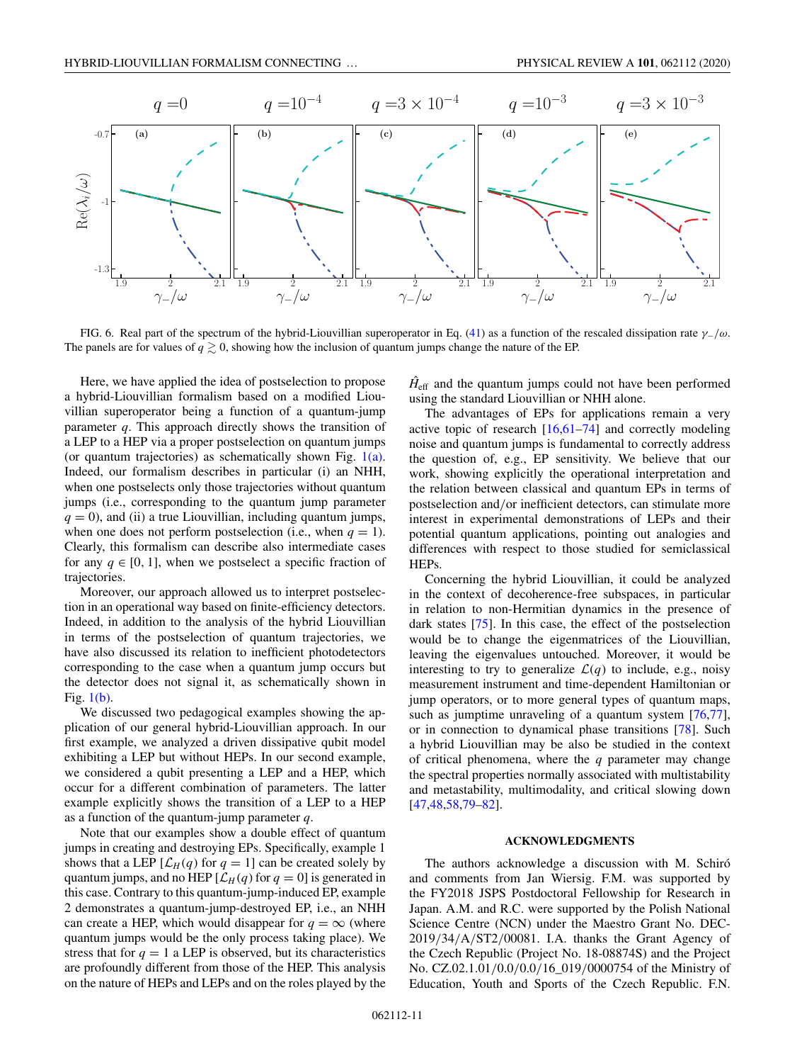FIG. 6. Real part of the spectrum of the hybrid-Liouvillian superoperator in Eq. (41) as a function of the rescaled dissipation rate $\gamma_-/\omega$. The panels are for values of $q \gtrsim 0$, showing how the inclusion of quantum jumps change the nature of the EP.

Here, we have applied the idea of postselection to propose a hybrid-Liouvillian formalism based on a modified Liouvillian superoperator being a function of a quantum-jump parameter $q$. This approach directly shows the transition of a LEP to a HEP via a proper postselection on quantum jumps (or quantum trajectories) as schematically shown Fig. 1(a). Indeed, our formalism describes in particular (i) an NHH, when one postselects only those trajectories without quantum jumps (i.e., corresponding to the quantum jump parameter $q = 0$), and (ii) a true Liouvillian, including quantum jumps, when one does not perform postselection (i.e., when $q = 1$). Clearly, this formalism can describe also intermediate cases for any $q \in [0, 1]$, when we postselect a specific fraction of trajectories.

Moreover, our approach allowed us to interpret postselection in an operational way based on finite-efficiency detectors. Indeed, in addition to the analysis of the hybrid Liouvillian in terms of the postselection of quantum trajectories, we have also discussed its relation to inefficient photodetectors corresponding to the case when a quantum jump occurs but the detector does not signal it, as schematically shown in Fig. 1(b).

We discussed two pedagogical examples showing the application of our general hybrid-Liouvillian approach. In our first example, we analyzed a driven dissipative qubit model exhibiting a LEP but without HEPs. In our second example, we considered a qubit presenting a LEP and a HEP, which occur for a different combination of parameters. The latter example explicitly shows the transition of a LEP to a HEP as a function of the quantum-jump parameter $q$.

Note that our examples show a double effect of quantum jumps in creating and destroying EPs. Specifically, example 1 shows that a LEP [$\mathcal{L}_H(q)$ for $q = 1$] can be created solely by quantum jumps, and no HEP [$\mathcal{L}_H(q)$ for $q = 0$] is generated in this case. Contrary to this quantum-jump-induced EP, example 2 demonstrates a quantum-jump-destroyed EP, i.e., an NHH can create a HEP, which would disappear for $q = \infty$ (where quantum jumps would be the only process taking place). We stress that for $q = 1$ a LEP is observed, but its characteristics are profoundly different from those of the HEP. This analysis on the nature of HEPs and LEPs and on the roles played by the $\hat{H}_{\text{eff}}$ and the quantum jumps could not have been performed using the standard Liouvillian or NHH alone.

The advantages of EPs for applications remain a very active topic of research [16,61–74] and correctly modeling noise and quantum jumps is fundamental to correctly address the question of, e.g., EP sensitivity. We believe that our work, showing explicitly the operational interpretation and the relation between classical and quantum EPs in terms of postselection and/or inefficient detectors, can stimulate more interest in experimental demonstrations of LEPs and their potential quantum applications, pointing out analogies and differences with respect to those studied for semiclassical HEPs.

Concerning the hybrid Liouvillian, it could be analyzed in the context of decoherence-free subspaces, in particular in relation to non-Hermitian dynamics in the presence of dark states [75]. In this case, the effect of the postselection would be to change the eigenmatrices of the Liouvillian, leaving the eigenvalues untouched. Moreover, it would be interesting to try to generalize $\mathcal{L}(q)$ to include, e.g., noisy measurement instrument and time-dependent Hamiltonian or jump operators, or to more general types of quantum maps, such as jumptime unraveling of a quantum system [76,77], or in connection to dynamical phase transitions [78]. Such a hybrid Liouvillian may be also be studied in the context of critical phenomena, where the $q$ parameter may change the spectral properties normally associated with multistability and metastability, multimodality, and critical slowing down [47,48,58,79–82].

## ACKNOWLEDGMENTS

The authors acknowledge a discussion with M. Schiró and comments from Jan Wiersig. F.M. was supported by the FY2018 JSPS Postdoctoral Fellowship for Research in Japan. A.M. and R.C. were supported by the Polish National Science Centre (NCN) under the Maestro Grant No. DEC-2019/34/A/ST2/00081. I.A. thanks the Grant Agency of the Czech Republic (Project No. 18-08874S) and the Project No. CZ.02.1.01/0.0/0.0/16_019/0000754 of the Ministry of Education, Youth and Sports of the Czech Republic. F.N.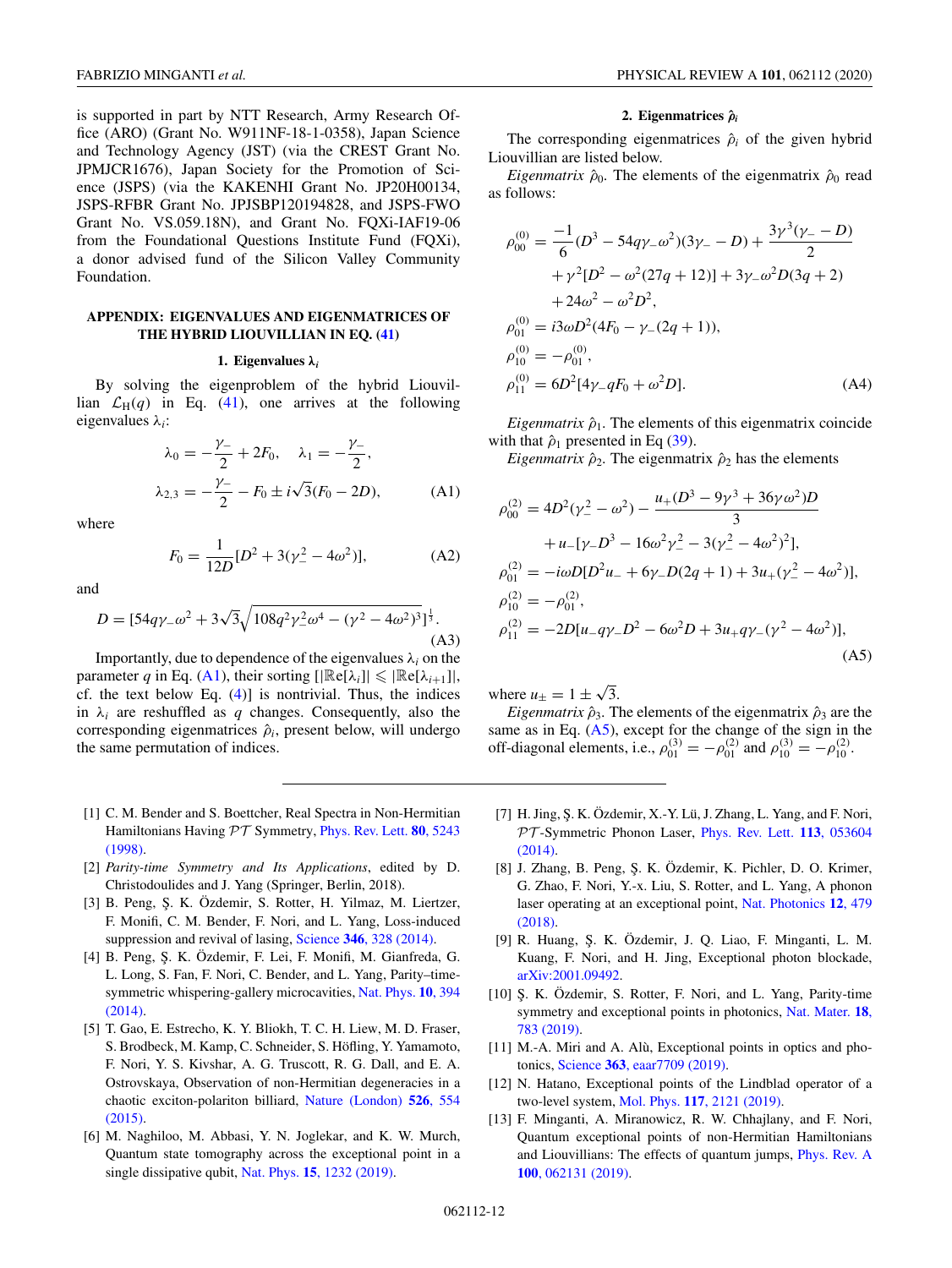is supported in part by NTT Research, Army Research Office (ARO) (Grant No. W911NF-18-1-0358), Japan Science and Technology Agency (JST) (via the CREST Grant No. JPMJCR1676), Japan Society for the Promotion of Science (JSPS) (via the KAKENHI Grant No. JP20H00134, JSPS-RFBR Grant No. JPJSBP120194828, and JSPS-FWO Grant No. VS.059.18N), and Grant No. FQXi-IAF19-06 from the Foundational Questions Institute Fund (FQXi), a donor advised fund of the Silicon Valley Community Foundation.

## APPENDIX: EIGENVALUES AND EIGENMATRICES OF THE HYBRID LIOUVILLIAN IN EQ. (41)

### 1. Eigenvalues $\lambda_i$

By solving the eigenproblem of the hybrid Liouvillian $\mathcal{L}_{\rm H}(q)$ in Eq. (41), one arrives at the following eigenvalues $\lambda_i$:

$$\lambda_0 = -\frac{\gamma_-}{2} + 2F_0, \quad \lambda_1 = -\frac{\gamma_-}{2},$$
$$\lambda_{2,3} = -\frac{\gamma_-}{2} - F_0 \pm i\sqrt{3}(F_0 - 2D), \tag{A1}$$

where

$$F_0 = \frac{1}{12D}[D^2 + 3(\gamma_-^2 - 4\omega^2)], \tag{A2}$$

and

$$D = [54q\gamma_-\omega^2 + 3\sqrt{3}\sqrt{108q^2\gamma_-^2\omega^4 - (\gamma^2 - 4\omega^2)^3}]^{\frac{1}{3}}. \tag{A3}$$

Importantly, due to dependence of the eigenvalues $\lambda_i$ on the parameter $q$ in Eq. (A1), their sorting $[|\mathbb{R}{\rm e}[\lambda_i]| \leqslant |\mathbb{R}{\rm e}[\lambda_{i+1}]|$, cf. the text below Eq. (4)] is nontrivial. Thus, the indices in $\lambda_i$ are reshuffled as $q$ changes. Consequently, also the corresponding eigenmatrices $\hat{\rho}_i$, present below, will undergo the same permutation of indices.

### 2. Eigenmatrices $\hat{\rho}_i$

The corresponding eigenmatrices $\hat{\rho}_i$ of the given hybrid Liouvillian are listed below.

*Eigenmatrix* $\hat{\rho}_0$. The elements of the eigenmatrix $\hat{\rho}_0$ read as follows:

$$\begin{aligned}
\rho_{00}^{(0)} &= \frac{-1}{6}(D^3 - 54q\gamma_-\omega^2)(3\gamma_- - D) + \frac{3\gamma^3(\gamma_- - D)}{2} \\
&\quad + \gamma^2[D^2 - \omega^2(27q + 12)] + 3\gamma_-\omega^2 D(3q + 2) \\
&\quad + 24\omega^2 - \omega^2 D^2, \\
\rho_{01}^{(0)} &= i3\omega D^2(4F_0 - \gamma_-(2q + 1)), \\
\rho_{10}^{(0)} &= -\rho_{01}^{(0)}, \\
\rho_{11}^{(0)} &= 6D^2[4\gamma_- qF_0 + \omega^2 D].
\end{aligned} \tag{A4}$$

*Eigenmatrix* $\hat{\rho}_1$. The elements of this eigenmatrix coincide with that $\hat{\rho}_1$ presented in Eq (39).

*Eigenmatrix* $\hat{\rho}_2$. The eigenmatrix $\hat{\rho}_2$ has the elements

$$\begin{aligned}
\rho_{00}^{(2)} &= 4D^2(\gamma_-^2 - \omega^2) - \frac{u_+(D^3 - 9\gamma^3 + 36\gamma\omega^2)D}{3} \\
&\quad + u_-[\gamma_- D^3 - 16\omega^2\gamma_-^2 - 3(\gamma_-^2 - 4\omega^2)^2], \\
\rho_{01}^{(2)} &= -i\omega D[D^2 u_- + 6\gamma_- D(2q + 1) + 3u_+(\gamma_-^2 - 4\omega^2)], \\
\rho_{10}^{(2)} &= -\rho_{01}^{(2)}, \\
\rho_{11}^{(2)} &= -2D[u_- q\gamma_- D^2 - 6\omega^2 D + 3u_+ q\gamma_-(\gamma^2 - 4\omega^2)],
\end{aligned} \tag{A5}$$

where $u_\pm = 1 \pm \sqrt{3}$.

*Eigenmatrix* $\hat{\rho}_3$. The elements of the eigenmatrix $\hat{\rho}_3$ are the same as in Eq. (A5), except for the change of the sign in the off-diagonal elements, i.e., $\rho_{01}^{(3)} = -\rho_{01}^{(2)}$ and $\rho_{10}^{(3)} = -\rho_{10}^{(2)}$.

---

[1] C. M. Bender and S. Boettcher, Real Spectra in Non-Hermitian Hamiltonians Having $\mathcal{PT}$ Symmetry, Phys. Rev. Lett. **80**, 5243 (1998).

[2] *Parity-time Symmetry and Its Applications*, edited by D. Christodoulides and J. Yang (Springer, Berlin, 2018).

[3] B. Peng, Ş. K. Özdemir, S. Rotter, H. Yilmaz, M. Liertzer, F. Monifi, C. M. Bender, F. Nori, and L. Yang, Loss-induced suppression and revival of lasing, Science **346**, 328 (2014).

[4] B. Peng, Ş. K. Özdemir, F. Lei, F. Monifi, M. Gianfreda, G. L. Long, S. Fan, F. Nori, C. M. Bender, and L. Yang, Parity–time-symmetric whispering-gallery microcavities, Nat. Phys. **10**, 394 (2014).

[5] T. Gao, E. Estrecho, K. Y. Bliokh, T. C. H. Liew, M. D. Fraser, S. Brodbeck, M. Kamp, C. Schneider, S. Höfling, Y. Yamamoto, F. Nori, Y. S. Kivshar, A. G. Truscott, R. G. Dall, and E. A. Ostrovskaya, Observation of non-Hermitian degeneracies in a chaotic exciton-polariton billiard, Nature (London) **526**, 554 (2015).

[6] M. Naghiloo, M. Abbasi, Y. N. Joglekar, and K. W. Murch, Quantum state tomography across the exceptional point in a single dissipative qubit, Nat. Phys. **15**, 1232 (2019).

[7] H. Jing, Ş. K. Özdemir, X.-Y. Lü, J. Zhang, L. Yang, and F. Nori, $\mathcal{PT}$-Symmetric Phonon Laser, Phys. Rev. Lett. **113**, 053604 (2014).

[8] J. Zhang, B. Peng, Ş. K. Özdemir, K. Pichler, D. O. Krimer, G. Zhao, F. Nori, Y.-x. Liu, S. Rotter, and L. Yang, A phonon laser operating at an exceptional point, Nat. Photonics **12**, 479 (2018).

[9] R. Huang, Ş. K. Özdemir, J. Q. Liao, F. Minganti, L. M. Kuang, F. Nori, and H. Jing, Exceptional photon blockade, arXiv:2001.09492.

[10] Ş. K. Özdemir, S. Rotter, F. Nori, and L. Yang, Parity-time symmetry and exceptional points in photonics, Nat. Mater. **18**, 783 (2019).

[11] M.-A. Miri and A. Alù, Exceptional points in optics and photonics, Science **363**, eaar7709 (2019).

[12] N. Hatano, Exceptional points of the Lindblad operator of a two-level system, Mol. Phys. **117**, 2121 (2019).

[13] F. Minganti, A. Miranowicz, R. W. Chhajlany, and F. Nori, Quantum exceptional points of non-Hermitian Hamiltonians and Liouvillians: The effects of quantum jumps, Phys. Rev. A **100**, 062131 (2019).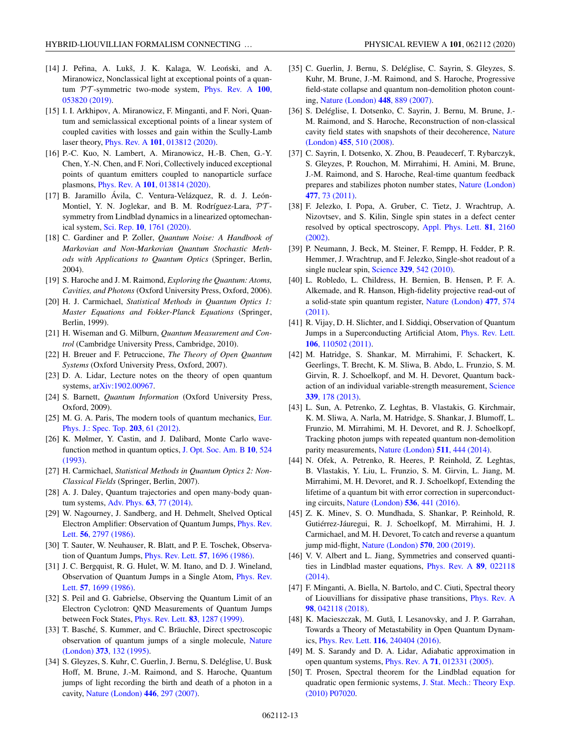[14] J. Peřina, A. Lukš, J. K. Kalaga, W. Leoński, and A. Miranowicz, Nonclassical light at exceptional points of a quantum $\mathcal{PT}$-symmetric two-mode system, Phys. Rev. A **100**, 053820 (2019).

[15] I. I. Arkhipov, A. Miranowicz, F. Minganti, and F. Nori, Quantum and semiclassical exceptional points of a linear system of coupled cavities with losses and gain within the Scully-Lamb laser theory, Phys. Rev. A **101**, 013812 (2020).

[16] P.-C. Kuo, N. Lambert, A. Miranowicz, H.-B. Chen, G.-Y. Chen, Y.-N. Chen, and F. Nori, Collectively induced exceptional points of quantum emitters coupled to nanoparticle surface plasmons, Phys. Rev. A **101**, 013814 (2020).

[17] B. Jaramillo Ávila, C. Ventura-Velázquez, R. d. J. León-Montiel, Y. N. Joglekar, and B. M. Rodríguez-Lara, $\mathcal{PT}$-symmetry from Lindblad dynamics in a linearized optomechanical system, Sci. Rep. **10**, 1761 (2020).

[18] C. Gardiner and P. Zoller, *Quantum Noise: A Handbook of Markovian and Non-Markovian Quantum Stochastic Methods with Applications to Quantum Optics* (Springer, Berlin, 2004).

[19] S. Haroche and J. M. Raimond, *Exploring the Quantum: Atoms, Cavities, and Photons* (Oxford University Press, Oxford, 2006).

[20] H. J. Carmichael, *Statistical Methods in Quantum Optics 1: Master Equations and Fokker-Planck Equations* (Springer, Berlin, 1999).

[21] H. Wiseman and G. Milburn, *Quantum Measurement and Control* (Cambridge University Press, Cambridge, 2010).

[22] H. Breuer and F. Petruccione, *The Theory of Open Quantum Systems* (Oxford University Press, Oxford, 2007).

[23] D. A. Lidar, Lecture notes on the theory of open quantum systems, arXiv:1902.00967.

[24] S. Barnett, *Quantum Information* (Oxford University Press, Oxford, 2009).

[25] M. G. A. Paris, The modern tools of quantum mechanics, Eur. Phys. J.: Spec. Top. **203**, 61 (2012).

[26] K. Mølmer, Y. Castin, and J. Dalibard, Monte Carlo wave-function method in quantum optics, J. Opt. Soc. Am. B **10**, 524 (1993).

[27] H. Carmichael, *Statistical Methods in Quantum Optics 2: Non-Classical Fields* (Springer, Berlin, 2007).

[28] A. J. Daley, Quantum trajectories and open many-body quantum systems, Adv. Phys. **63**, 77 (2014).

[29] W. Nagourney, J. Sandberg, and H. Dehmelt, Shelved Optical Electron Amplifier: Observation of Quantum Jumps, Phys. Rev. Lett. **56**, 2797 (1986).

[30] T. Sauter, W. Neuhauser, R. Blatt, and P. E. Toschek, Observation of Quantum Jumps, Phys. Rev. Lett. **57**, 1696 (1986).

[31] J. C. Bergquist, R. G. Hulet, W. M. Itano, and D. J. Wineland, Observation of Quantum Jumps in a Single Atom, Phys. Rev. Lett. **57**, 1699 (1986).

[32] S. Peil and G. Gabrielse, Observing the Quantum Limit of an Electron Cyclotron: QND Measurements of Quantum Jumps between Fock States, Phys. Rev. Lett. **83**, 1287 (1999).

[33] T. Basché, S. Kummer, and C. Bräuchle, Direct spectroscopic observation of quantum jumps of a single molecule, Nature (London) **373**, 132 (1995).

[34] S. Gleyzes, S. Kuhr, C. Guerlin, J. Bernu, S. Deléglise, U. Busk Hoff, M. Brune, J.-M. Raimond, and S. Haroche, Quantum jumps of light recording the birth and death of a photon in a cavity, Nature (London) **446**, 297 (2007).

[35] C. Guerlin, J. Bernu, S. Deléglise, C. Sayrin, S. Gleyzes, S. Kuhr, M. Brune, J.-M. Raimond, and S. Haroche, Progressive field-state collapse and quantum non-demolition photon counting, Nature (London) **448**, 889 (2007).

[36] S. Deléglise, I. Dotsenko, C. Sayrin, J. Bernu, M. Brune, J.-M. Raimond, and S. Haroche, Reconstruction of non-classical cavity field states with snapshots of their decoherence, Nature (London) **455**, 510 (2008).

[37] C. Sayrin, I. Dotsenko, X. Zhou, B. Peaudecerf, T. Rybarczyk, S. Gleyzes, P. Rouchon, M. Mirrahimi, H. Amini, M. Brune, J.-M. Raimond, and S. Haroche, Real-time quantum feedback prepares and stabilizes photon number states, Nature (London) **477**, 73 (2011).

[38] F. Jelezko, I. Popa, A. Gruber, C. Tietz, J. Wrachtrup, A. Nizovtsev, and S. Kilin, Single spin states in a defect center resolved by optical spectroscopy, Appl. Phys. Lett. **81**, 2160 (2002).

[39] P. Neumann, J. Beck, M. Steiner, F. Rempp, H. Fedder, P. R. Hemmer, J. Wrachtrup, and F. Jelezko, Single-shot readout of a single nuclear spin, Science **329**, 542 (2010).

[40] L. Robledo, L. Childress, H. Bernien, B. Hensen, P. F. A. Alkemade, and R. Hanson, High-fidelity projective read-out of a solid-state spin quantum register, Nature (London) **477**, 574 (2011).

[41] R. Vijay, D. H. Slichter, and I. Siddiqi, Observation of Quantum Jumps in a Superconducting Artificial Atom, Phys. Rev. Lett. **106**, 110502 (2011).

[42] M. Hatridge, S. Shankar, M. Mirrahimi, F. Schackert, K. Geerlings, T. Brecht, K. M. Sliwa, B. Abdo, L. Frunzio, S. M. Girvin, R. J. Schoelkopf, and M. H. Devoret, Quantum backaction of an individual variable-strength measurement, Science **339**, 178 (2013).

[43] L. Sun, A. Petrenko, Z. Leghtas, B. Vlastakis, G. Kirchmair, K. M. Sliwa, A. Narla, M. Hatridge, S. Shankar, J. Blumoff, L. Frunzio, M. Mirrahimi, M. H. Devoret, and R. J. Schoelkopf, Tracking photon jumps with repeated quantum non-demolition parity measurements, Nature (London) **511**, 444 (2014).

[44] N. Ofek, A. Petrenko, R. Heeres, P. Reinhold, Z. Leghtas, B. Vlastakis, Y. Liu, L. Frunzio, S. M. Girvin, L. Jiang, M. Mirrahimi, M. H. Devoret, and R. J. Schoelkopf, Extending the lifetime of a quantum bit with error correction in superconducting circuits, Nature (London) **536**, 441 (2016).

[45] Z. K. Minev, S. O. Mundhada, S. Shankar, P. Reinhold, R. Gutiérrez-Jáuregui, R. J. Schoelkopf, M. Mirrahimi, H. J. Carmichael, and M. H. Devoret, To catch and reverse a quantum jump mid-flight, Nature (London) **570**, 200 (2019).

[46] V. V. Albert and L. Jiang, Symmetries and conserved quantities in Lindblad master equations, Phys. Rev. A **89**, 022118 (2014).

[47] F. Minganti, A. Biella, N. Bartolo, and C. Ciuti, Spectral theory of Liouvillians for dissipative phase transitions, Phys. Rev. A **98**, 042118 (2018).

[48] K. Macieszczak, M. Guţă, I. Lesanovsky, and J. P. Garrahan, Towards a Theory of Metastability in Open Quantum Dynamics, Phys. Rev. Lett. **116**, 240404 (2016).

[49] M. S. Sarandy and D. A. Lidar, Adiabatic approximation in open quantum systems, Phys. Rev. A **71**, 012331 (2005).

[50] T. Prosen, Spectral theorem for the Lindblad equation for quadratic open fermionic systems, J. Stat. Mech.: Theory Exp. (2010) P07020.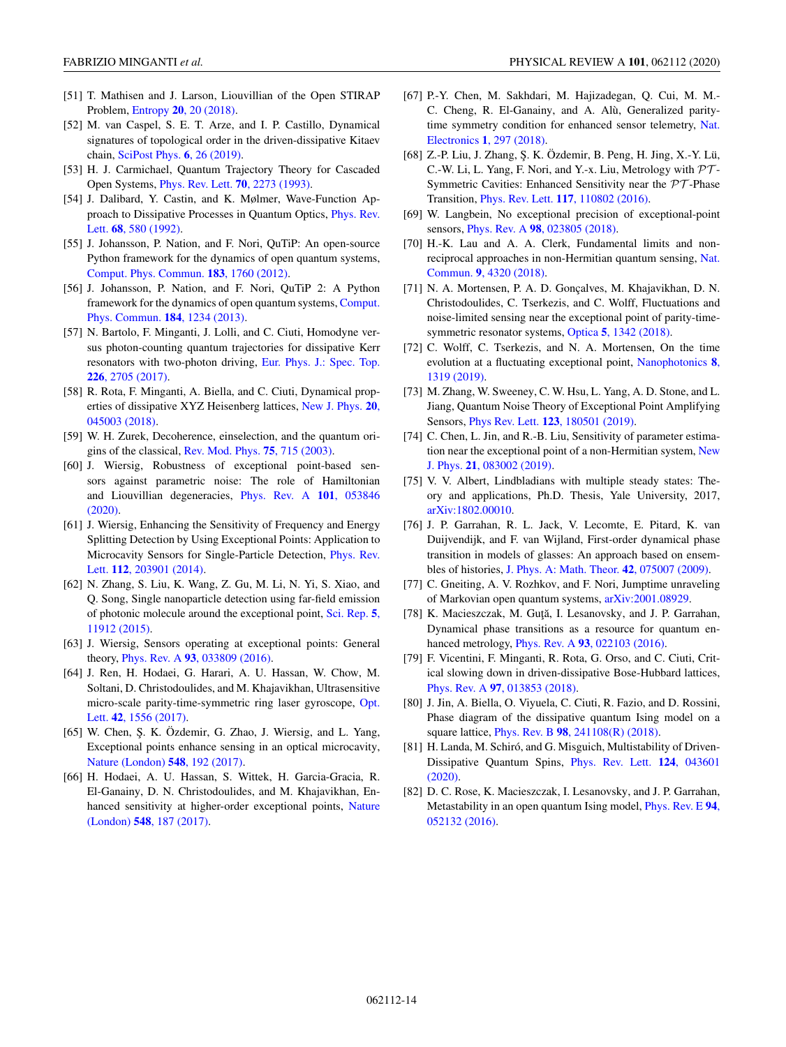[51] T. Mathisen and J. Larson, Liouvillian of the Open STIRAP Problem, Entropy **20**, 20 (2018).

[52] M. van Caspel, S. E. T. Arze, and I. P. Castillo, Dynamical signatures of topological order in the driven-dissipative Kitaev chain, SciPost Phys. **6**, 26 (2019).

[53] H. J. Carmichael, Quantum Trajectory Theory for Cascaded Open Systems, Phys. Rev. Lett. **70**, 2273 (1993).

[54] J. Dalibard, Y. Castin, and K. Mølmer, Wave-Function Approach to Dissipative Processes in Quantum Optics, Phys. Rev. Lett. **68**, 580 (1992).

[55] J. Johansson, P. Nation, and F. Nori, QuTiP: An open-source Python framework for the dynamics of open quantum systems, Comput. Phys. Commun. **183**, 1760 (2012).

[56] J. Johansson, P. Nation, and F. Nori, QuTiP 2: A Python framework for the dynamics of open quantum systems, Comput. Phys. Commun. **184**, 1234 (2013).

[57] N. Bartolo, F. Minganti, J. Lolli, and C. Ciuti, Homodyne versus photon-counting quantum trajectories for dissipative Kerr resonators with two-photon driving, Eur. Phys. J.: Spec. Top. **226**, 2705 (2017).

[58] R. Rota, F. Minganti, A. Biella, and C. Ciuti, Dynamical properties of dissipative XYZ Heisenberg lattices, New J. Phys. **20**, 045003 (2018).

[59] W. H. Zurek, Decoherence, einselection, and the quantum origins of the classical, Rev. Mod. Phys. **75**, 715 (2003).

[60] J. Wiersig, Robustness of exceptional point-based sensors against parametric noise: The role of Hamiltonian and Liouvillian degeneracies, Phys. Rev. A **101**, 053846 (2020).

[61] J. Wiersig, Enhancing the Sensitivity of Frequency and Energy Splitting Detection by Using Exceptional Points: Application to Microcavity Sensors for Single-Particle Detection, Phys. Rev. Lett. **112**, 203901 (2014).

[62] N. Zhang, S. Liu, K. Wang, Z. Gu, M. Li, N. Yi, S. Xiao, and Q. Song, Single nanoparticle detection using far-field emission of photonic molecule around the exceptional point, Sci. Rep. **5**, 11912 (2015).

[63] J. Wiersig, Sensors operating at exceptional points: General theory, Phys. Rev. A **93**, 033809 (2016).

[64] J. Ren, H. Hodaei, G. Harari, A. U. Hassan, W. Chow, M. Soltani, D. Christodoulides, and M. Khajavikhan, Ultrasensitive micro-scale parity-time-symmetric ring laser gyroscope, Opt. Lett. **42**, 1556 (2017).

[65] W. Chen, Ş. K. Özdemir, G. Zhao, J. Wiersig, and L. Yang, Exceptional points enhance sensing in an optical microcavity, Nature (London) **548**, 192 (2017).

[66] H. Hodaei, A. U. Hassan, S. Wittek, H. Garcia-Gracia, R. El-Ganainy, D. N. Christodoulides, and M. Khajavikhan, Enhanced sensitivity at higher-order exceptional points, Nature (London) **548**, 187 (2017).

[67] P.-Y. Chen, M. Sakhdari, M. Hajizadegan, Q. Cui, M. M.-C. Cheng, R. El-Ganainy, and A. Alù, Generalized parity-time symmetry condition for enhanced sensor telemetry, Nat. Electronics **1**, 297 (2018).

[68] Z.-P. Liu, J. Zhang, Ş. K. Özdemir, B. Peng, H. Jing, X.-Y. Lü, C.-W. Li, L. Yang, F. Nori, and Y.-x. Liu, Metrology with $\mathcal{PT}$-Symmetric Cavities: Enhanced Sensitivity near the $\mathcal{PT}$-Phase Transition, Phys. Rev. Lett. **117**, 110802 (2016).

[69] W. Langbein, No exceptional precision of exceptional-point sensors, Phys. Rev. A **98**, 023805 (2018).

[70] H.-K. Lau and A. A. Clerk, Fundamental limits and non-reciprocal approaches in non-Hermitian quantum sensing, Nat. Commun. **9**, 4320 (2018).

[71] N. A. Mortensen, P. A. D. Gonçalves, M. Khajavikhan, D. N. Christodoulides, C. Tserkezis, and C. Wolff, Fluctuations and noise-limited sensing near the exceptional point of parity-time-symmetric resonator systems, Optica **5**, 1342 (2018).

[72] C. Wolff, C. Tserkezis, and N. A. Mortensen, On the time evolution at a fluctuating exceptional point, Nanophotonics **8**, 1319 (2019).

[73] M. Zhang, W. Sweeney, C. W. Hsu, L. Yang, A. D. Stone, and L. Jiang, Quantum Noise Theory of Exceptional Point Amplifying Sensors, Phys Rev. Lett. **123**, 180501 (2019).

[74] C. Chen, L. Jin, and R.-B. Liu, Sensitivity of parameter estimation near the exceptional point of a non-Hermitian system, New J. Phys. **21**, 083002 (2019).

[75] V. V. Albert, Lindbladians with multiple steady states: Theory and applications, Ph.D. Thesis, Yale University, 2017, arXiv:1802.00010.

[76] J. P. Garrahan, R. L. Jack, V. Lecomte, E. Pitard, K. van Duijvendijk, and F. van Wijland, First-order dynamical phase transition in models of glasses: An approach based on ensembles of histories, J. Phys. A: Math. Theor. **42**, 075007 (2009).

[77] C. Gneiting, A. V. Rozhkov, and F. Nori, Jumptime unraveling of Markovian open quantum systems, arXiv:2001.08929.

[78] K. Macieszczak, M. Guţă, I. Lesanovsky, and J. P. Garrahan, Dynamical phase transitions as a resource for quantum enhanced metrology, Phys. Rev. A **93**, 022103 (2016).

[79] F. Vicentini, F. Minganti, R. Rota, G. Orso, and C. Ciuti, Critical slowing down in driven-dissipative Bose-Hubbard lattices, Phys. Rev. A **97**, 013853 (2018).

[80] J. Jin, A. Biella, O. Viyuela, C. Ciuti, R. Fazio, and D. Rossini, Phase diagram of the dissipative quantum Ising model on a square lattice, Phys. Rev. B **98**, 241108(R) (2018).

[81] H. Landa, M. Schiró, and G. Misguich, Multistability of Driven-Dissipative Quantum Spins, Phys. Rev. Lett. **124**, 043601 (2020).

[82] D. C. Rose, K. Macieszczak, I. Lesanovsky, and J. P. Garrahan, Metastability in an open quantum Ising model, Phys. Rev. E **94**, 052132 (2016).